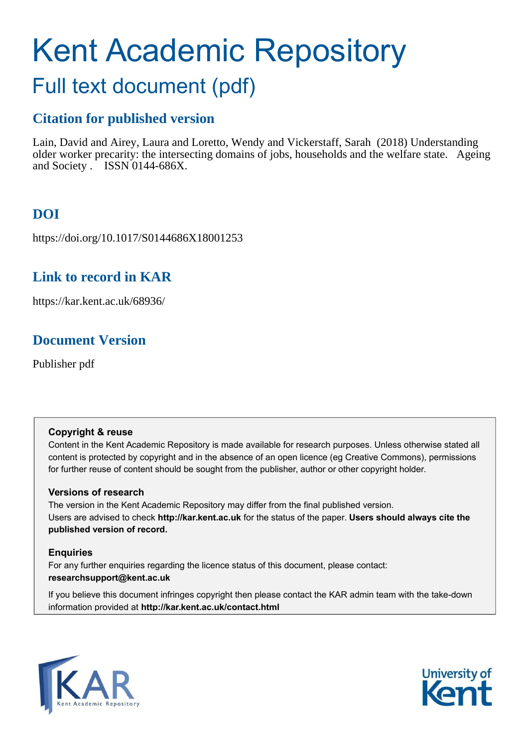# Kent Academic Repository

## Full text document (pdf)

### Citation for published version

Lain, David and Airey, Laura and Loretto, Wendy and Vickerstaff, Sarah (2018) Understanding older worker precarity: the intersecting domains of jobs, households and the welfare state. Ageing and Society . ISSN 0144-686X.

### DOI

https://doi.org/10.1017/S0144686X18001253

### Link to record in KAR

https://kar.kent.ac.uk/68936/

### Document Version

Publisher pdf

**Copyright & reuse**

Content in the Kent Academic Repository is made available for research purposes. Unless otherwise stated all content is protected by copyright and in the absence of an open licence (eg Creative Commons), permissions for further reuse of content should be sought from the publisher, author or other copyright holder.

**Versions of research**

The version in the Kent Academic Repository may differ from the final published version.
Users are advised to check **http://kar.kent.ac.uk** for the status of the paper. **Users should always cite the published version of record.**

**Enquiries**

For any further enquiries regarding the licence status of this document, please contact:
**researchsupport@kent.ac.uk**

If you believe this document infringes copyright then please contact the KAR admin team with the take-down information provided at **http://kar.kent.ac.uk/contact.html**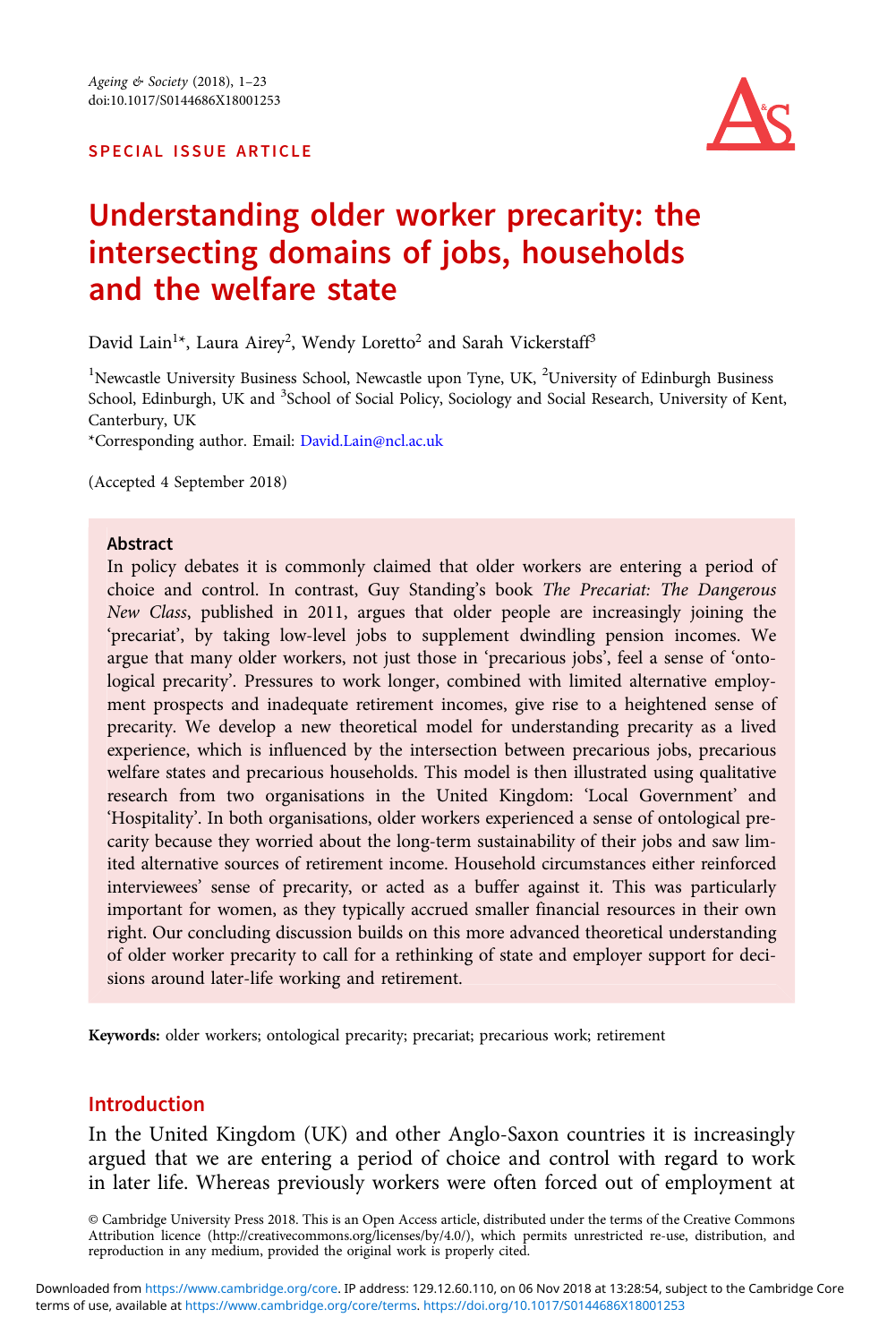*Ageing & Society* (2018), 1–23
doi:10.1017/S0144686X18001253

SPECIAL ISSUE ARTICLE

# Understanding older worker precarity: the intersecting domains of jobs, households and the welfare state

David Lain[1]*, Laura Airey[2], Wendy Loretto[2] and Sarah Vickerstaff[3]

[1]Newcastle University Business School, Newcastle upon Tyne, UK, [2]University of Edinburgh Business School, Edinburgh, UK and [3]School of Social Policy, Sociology and Social Research, University of Kent, Canterbury, UK

*Corresponding author. Email: David.Lain@ncl.ac.uk

(Accepted 4 September 2018)

## Abstract

In policy debates it is commonly claimed that older workers are entering a period of choice and control. In contrast, Guy Standing's book *The Precariat: The Dangerous New Class*, published in 2011, argues that older people are increasingly joining the 'precariat', by taking low-level jobs to supplement dwindling pension incomes. We argue that many older workers, not just those in 'precarious jobs', feel a sense of 'ontological precarity'. Pressures to work longer, combined with limited alternative employment prospects and inadequate retirement incomes, give rise to a heightened sense of precarity. We develop a new theoretical model for understanding precarity as a lived experience, which is influenced by the intersection between precarious jobs, precarious welfare states and precarious households. This model is then illustrated using qualitative research from two organisations in the United Kingdom: 'Local Government' and 'Hospitality'. In both organisations, older workers experienced a sense of ontological precarity because they worried about the long-term sustainability of their jobs and saw limited alternative sources of retirement income. Household circumstances either reinforced interviewees' sense of precarity, or acted as a buffer against it. This was particularly important for women, as they typically accrued smaller financial resources in their own right. Our concluding discussion builds on this more advanced theoretical understanding of older worker precarity to call for a rethinking of state and employer support for decisions around later-life working and retirement.

**Keywords:** older workers; ontological precarity; precariat; precarious work; retirement

## Introduction

In the United Kingdom (UK) and other Anglo-Saxon countries it is increasingly argued that we are entering a period of choice and control with regard to work in later life. Whereas previously workers were often forced out of employment at

© Cambridge University Press 2018. This is an Open Access article, distributed under the terms of the Creative Commons Attribution licence (http://creativecommons.org/licenses/by/4.0/), which permits unrestricted re-use, distribution, and reproduction in any medium, provided the original work is properly cited.

Downloaded from https://www.cambridge.org/core. IP address: 129.12.60.110, on 06 Nov 2018 at 13:28:54, subject to the Cambridge Core terms of use, available at https://www.cambridge.org/core/terms. https://doi.org/10.1017/S0144686X18001253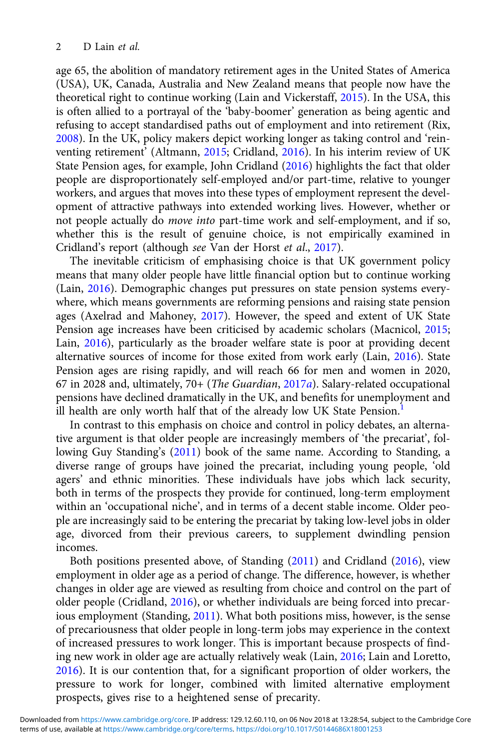age 65, the abolition of mandatory retirement ages in the United States of America (USA), UK, Canada, Australia and New Zealand means that people now have the theoretical right to continue working (Lain and Vickerstaff, 2015). In the USA, this is often allied to a portrayal of the 'baby-boomer' generation as being agentic and refusing to accept standardised paths out of employment and into retirement (Rix, 2008). In the UK, policy makers depict working longer as taking control and 'reinventing retirement' (Altmann, 2015; Cridland, 2016). In his interim review of UK State Pension ages, for example, John Cridland (2016) highlights the fact that older people are disproportionately self-employed and/or part-time, relative to younger workers, and argues that moves into these types of employment represent the development of attractive pathways into extended working lives. However, whether or not people actually do *move into* part-time work and self-employment, and if so, whether this is the result of genuine choice, is not empirically examined in Cridland's report (although *see* Van der Horst *et al*., 2017).

The inevitable criticism of emphasising choice is that UK government policy means that many older people have little financial option but to continue working (Lain, 2016). Demographic changes put pressures on state pension systems everywhere, which means governments are reforming pensions and raising state pension ages (Axelrad and Mahoney, 2017). However, the speed and extent of UK State Pension age increases have been criticised by academic scholars (Macnicol, 2015; Lain, 2016), particularly as the broader welfare state is poor at providing decent alternative sources of income for those exited from work early (Lain, 2016). State Pension ages are rising rapidly, and will reach 66 for men and women in 2020, 67 in 2028 and, ultimately, 70+ (*The Guardian*, 2017*a*). Salary-related occupational pensions have declined dramatically in the UK, and benefits for unemployment and ill health are only worth half that of the already low UK State Pension.[1]

In contrast to this emphasis on choice and control in policy debates, an alternative argument is that older people are increasingly members of 'the precariat', following Guy Standing's (2011) book of the same name. According to Standing, a diverse range of groups have joined the precariat, including young people, 'old agers' and ethnic minorities. These individuals have jobs which lack security, both in terms of the prospects they provide for continued, long-term employment within an 'occupational niche', and in terms of a decent stable income. Older people are increasingly said to be entering the precariat by taking low-level jobs in older age, divorced from their previous careers, to supplement dwindling pension incomes.

Both positions presented above, of Standing (2011) and Cridland (2016), view employment in older age as a period of change. The difference, however, is whether changes in older age are viewed as resulting from choice and control on the part of older people (Cridland, 2016), or whether individuals are being forced into precarious employment (Standing, 2011). What both positions miss, however, is the sense of precariousness that older people in long-term jobs may experience in the context of increased pressures to work longer. This is important because prospects of finding new work in older age are actually relatively weak (Lain, 2016; Lain and Loretto, 2016). It is our contention that, for a significant proportion of older workers, the pressure to work for longer, combined with limited alternative employment prospects, gives rise to a heightened sense of precarity.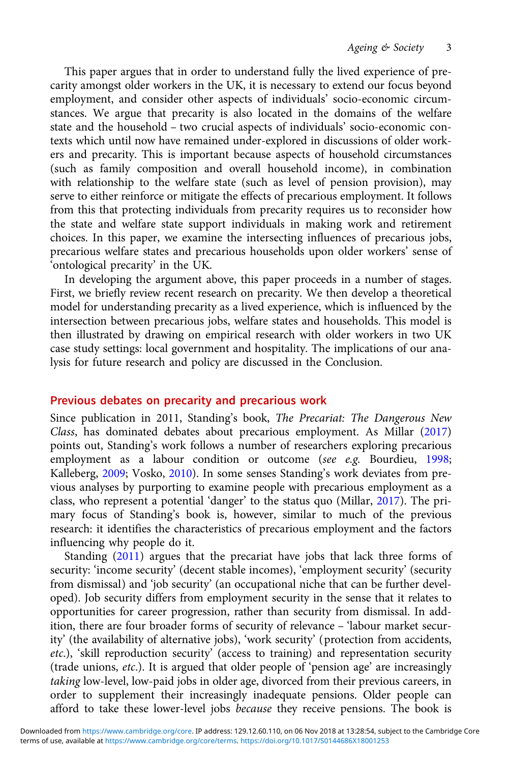This paper argues that in order to understand fully the lived experience of precarity amongst older workers in the UK, it is necessary to extend our focus beyond employment, and consider other aspects of individuals' socio-economic circumstances. We argue that precarity is also located in the domains of the welfare state and the household – two crucial aspects of individuals' socio-economic contexts which until now have remained under-explored in discussions of older workers and precarity. This is important because aspects of household circumstances (such as family composition and overall household income), in combination with relationship to the welfare state (such as level of pension provision), may serve to either reinforce or mitigate the effects of precarious employment. It follows from this that protecting individuals from precarity requires us to reconsider how the state and welfare state support individuals in making work and retirement choices. In this paper, we examine the intersecting influences of precarious jobs, precarious welfare states and precarious households upon older workers' sense of 'ontological precarity' in the UK.

In developing the argument above, this paper proceeds in a number of stages. First, we briefly review recent research on precarity. We then develop a theoretical model for understanding precarity as a lived experience, which is influenced by the intersection between precarious jobs, welfare states and households. This model is then illustrated by drawing on empirical research with older workers in two UK case study settings: local government and hospitality. The implications of our analysis for future research and policy are discussed in the Conclusion.

## Previous debates on precarity and precarious work

Since publication in 2011, Standing's book, *The Precariat: The Dangerous New Class*, has dominated debates about precarious employment. As Millar (2017) points out, Standing's work follows a number of researchers exploring precarious employment as a labour condition or outcome (*see e.g.* Bourdieu, 1998; Kalleberg, 2009; Vosko, 2010). In some senses Standing's work deviates from previous analyses by purporting to examine people with precarious employment as a class, who represent a potential 'danger' to the status quo (Millar, 2017). The primary focus of Standing's book is, however, similar to much of the previous research: it identifies the characteristics of precarious employment and the factors influencing why people do it.

Standing (2011) argues that the precariat have jobs that lack three forms of security: 'income security' (decent stable incomes), 'employment security' (security from dismissal) and 'job security' (an occupational niche that can be further developed). Job security differs from employment security in the sense that it relates to opportunities for career progression, rather than security from dismissal. In addition, there are four broader forms of security of relevance – 'labour market security' (the availability of alternative jobs), 'work security' (protection from accidents, *etc.*), 'skill reproduction security' (access to training) and representation security (trade unions, *etc.*). It is argued that older people of 'pension age' are increasingly *taking* low-level, low-paid jobs in older age, divorced from their previous careers, in order to supplement their increasingly inadequate pensions. Older people can afford to take these lower-level jobs *because* they receive pensions. The book is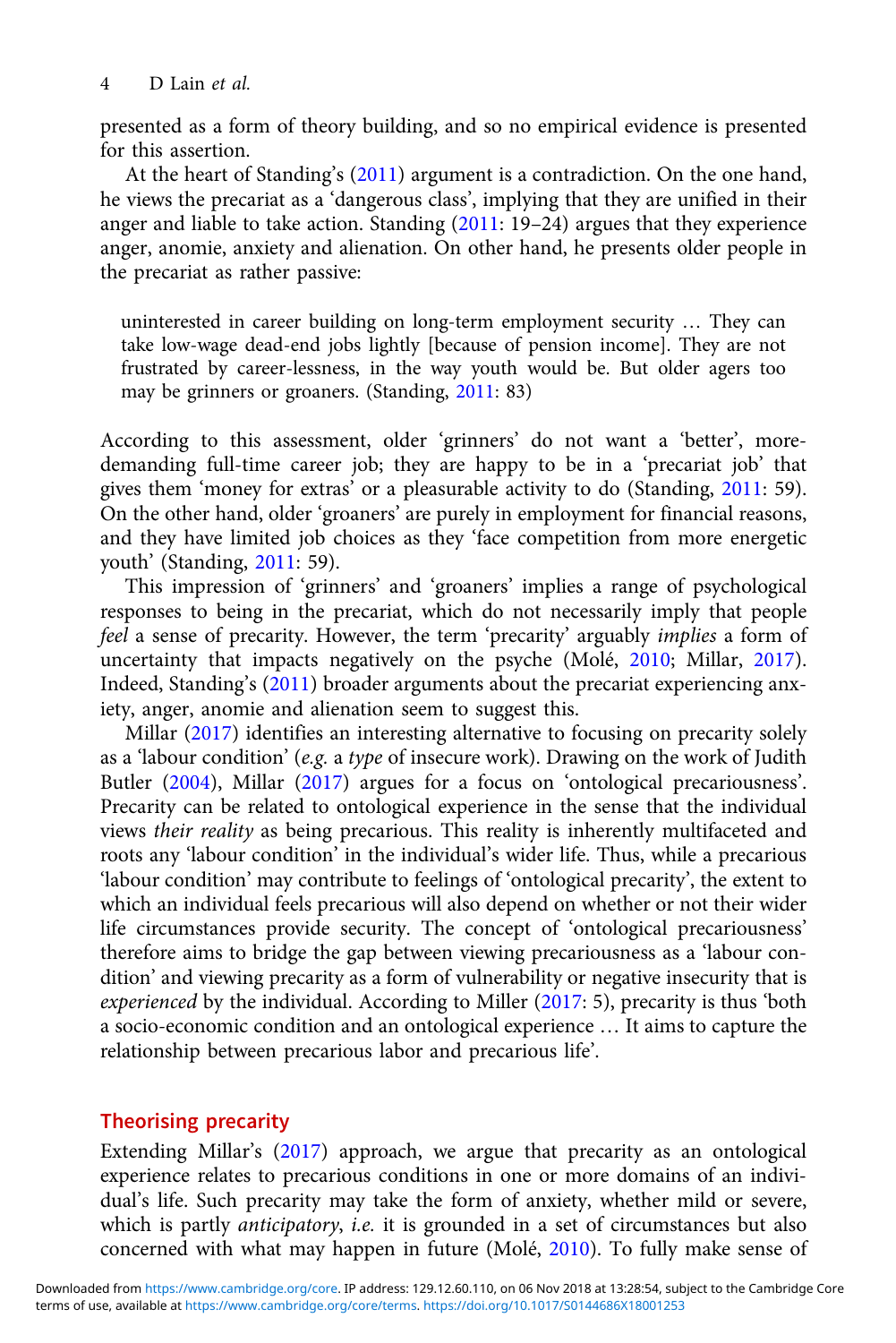presented as a form of theory building, and so no empirical evidence is presented for this assertion.

At the heart of Standing's (2011) argument is a contradiction. On the one hand, he views the precariat as a 'dangerous class', implying that they are unified in their anger and liable to take action. Standing (2011: 19–24) argues that they experience anger, anomie, anxiety and alienation. On other hand, he presents older people in the precariat as rather passive:

> uninterested in career building on long-term employment security … They can take low-wage dead-end jobs lightly [because of pension income]. They are not frustrated by career-lessness, in the way youth would be. But older agers too may be grinners or groaners. (Standing, 2011: 83)

According to this assessment, older 'grinners' do not want a 'better', more-demanding full-time career job; they are happy to be in a 'precariat job' that gives them 'money for extras' or a pleasurable activity to do (Standing, 2011: 59). On the other hand, older 'groaners' are purely in employment for financial reasons, and they have limited job choices as they 'face competition from more energetic youth' (Standing, 2011: 59).

This impression of 'grinners' and 'groaners' implies a range of psychological responses to being in the precariat, which do not necessarily imply that people *feel* a sense of precarity. However, the term 'precarity' arguably *implies* a form of uncertainty that impacts negatively on the psyche (Molé, 2010; Millar, 2017). Indeed, Standing's (2011) broader arguments about the precariat experiencing anxiety, anger, anomie and alienation seem to suggest this.

Millar (2017) identifies an interesting alternative to focusing on precarity solely as a 'labour condition' (*e.g.* a *type* of insecure work). Drawing on the work of Judith Butler (2004), Millar (2017) argues for a focus on 'ontological precariousness'. Precarity can be related to ontological experience in the sense that the individual views *their reality* as being precarious. This reality is inherently multifaceted and roots any 'labour condition' in the individual's wider life. Thus, while a precarious 'labour condition' may contribute to feelings of 'ontological precarity', the extent to which an individual feels precarious will also depend on whether or not their wider life circumstances provide security. The concept of 'ontological precariousness' therefore aims to bridge the gap between viewing precariousness as a 'labour condition' and viewing precarity as a form of vulnerability or negative insecurity that is *experienced* by the individual. According to Miller (2017: 5), precarity is thus 'both a socio-economic condition and an ontological experience … It aims to capture the relationship between precarious labor and precarious life'.

## Theorising precarity

Extending Millar's (2017) approach, we argue that precarity as an ontological experience relates to precarious conditions in one or more domains of an individual's life. Such precarity may take the form of anxiety, whether mild or severe, which is partly *anticipatory*, *i.e.* it is grounded in a set of circumstances but also concerned with what may happen in future (Molé, 2010). To fully make sense of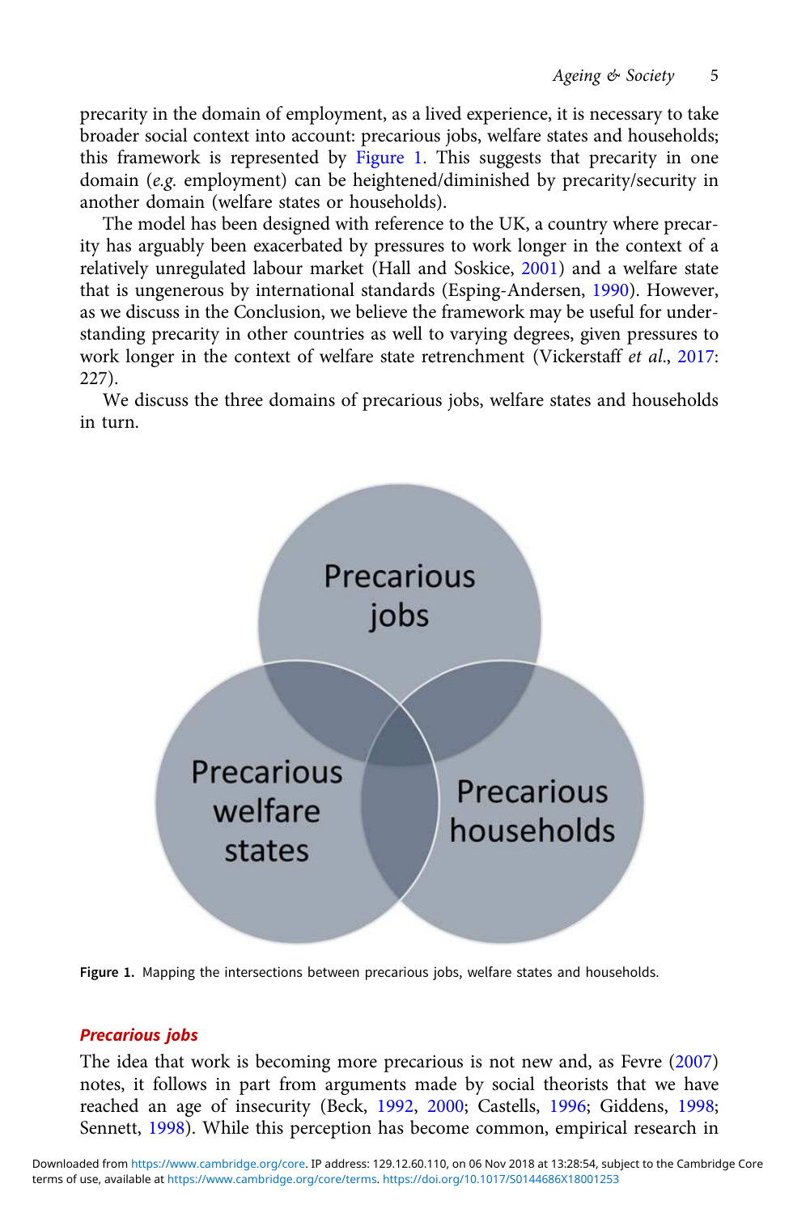precarity in the domain of employment, as a lived experience, it is necessary to take broader social context into account: precarious jobs, welfare states and households; this framework is represented by Figure 1. This suggests that precarity in one domain (*e.g.* employment) can be heightened/diminished by precarity/security in another domain (welfare states or households).

The model has been designed with reference to the UK, a country where precarity has arguably been exacerbated by pressures to work longer in the context of a relatively unregulated labour market (Hall and Soskice, 2001) and a welfare state that is ungenerous by international standards (Esping-Andersen, 1990). However, as we discuss in the Conclusion, we believe the framework may be useful for understanding precarity in other countries as well to varying degrees, given pressures to work longer in the context of welfare state retrenchment (Vickerstaff *et al.*, 2017: 227).

We discuss the three domains of precarious jobs, welfare states and households in turn.

Precarious jobs

Precarious welfare states

Precarious households

**Figure 1.** Mapping the intersections between precarious jobs, welfare states and households.

### *Precarious jobs*

The idea that work is becoming more precarious is not new and, as Fevre (2007) notes, it follows in part from arguments made by social theorists that we have reached an age of insecurity (Beck, 1992, 2000; Castells, 1996; Giddens, 1998; Sennett, 1998). While this perception has become common, empirical research in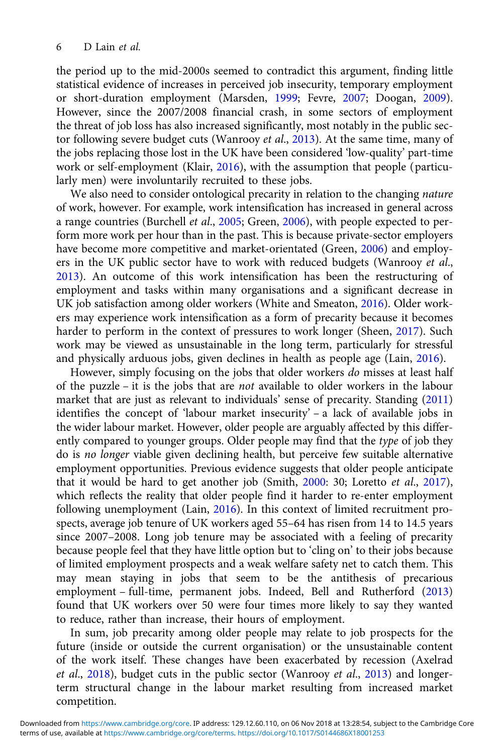the period up to the mid-2000s seemed to contradict this argument, finding little statistical evidence of increases in perceived job insecurity, temporary employment or short-duration employment (Marsden, 1999; Fevre, 2007; Doogan, 2009). However, since the 2007/2008 financial crash, in some sectors of employment the threat of job loss has also increased significantly, most notably in the public sector following severe budget cuts (Wanrooy *et al.*, 2013). At the same time, many of the jobs replacing those lost in the UK have been considered 'low-quality' part-time work or self-employment (Klair, 2016), with the assumption that people (particularly men) were involuntarily recruited to these jobs.

We also need to consider ontological precarity in relation to the changing *nature* of work, however. For example, work intensification has increased in general across a range countries (Burchell *et al.*, 2005; Green, 2006), with people expected to perform more work per hour than in the past. This is because private-sector employers have become more competitive and market-orientated (Green, 2006) and employers in the UK public sector have to work with reduced budgets (Wanrooy *et al.*, 2013). An outcome of this work intensification has been the restructuring of employment and tasks within many organisations and a significant decrease in UK job satisfaction among older workers (White and Smeaton, 2016). Older workers may experience work intensification as a form of precarity because it becomes harder to perform in the context of pressures to work longer (Sheen, 2017). Such work may be viewed as unsustainable in the long term, particularly for stressful and physically arduous jobs, given declines in health as people age (Lain, 2016).

However, simply focusing on the jobs that older workers *do* misses at least half of the puzzle – it is the jobs that are *not* available to older workers in the labour market that are just as relevant to individuals' sense of precarity. Standing (2011) identifies the concept of 'labour market insecurity' – a lack of available jobs in the wider labour market. However, older people are arguably affected by this differently compared to younger groups. Older people may find that the *type* of job they do is *no longer* viable given declining health, but perceive few suitable alternative employment opportunities. Previous evidence suggests that older people anticipate that it would be hard to get another job (Smith, 2000: 30; Loretto *et al.*, 2017), which reflects the reality that older people find it harder to re-enter employment following unemployment (Lain, 2016). In this context of limited recruitment prospects, average job tenure of UK workers aged 55–64 has risen from 14 to 14.5 years since 2007–2008. Long job tenure may be associated with a feeling of precarity because people feel that they have little option but to 'cling on' to their jobs because of limited employment prospects and a weak welfare safety net to catch them. This may mean staying in jobs that seem to be the antithesis of precarious employment – full-time, permanent jobs. Indeed, Bell and Rutherford (2013) found that UK workers over 50 were four times more likely to say they wanted to reduce, rather than increase, their hours of employment.

In sum, job precarity among older people may relate to job prospects for the future (inside or outside the current organisation) or the unsustainable content of the work itself. These changes have been exacerbated by recession (Axelrad *et al.*, 2018), budget cuts in the public sector (Wanrooy *et al.*, 2013) and longer-term structural change in the labour market resulting from increased market competition.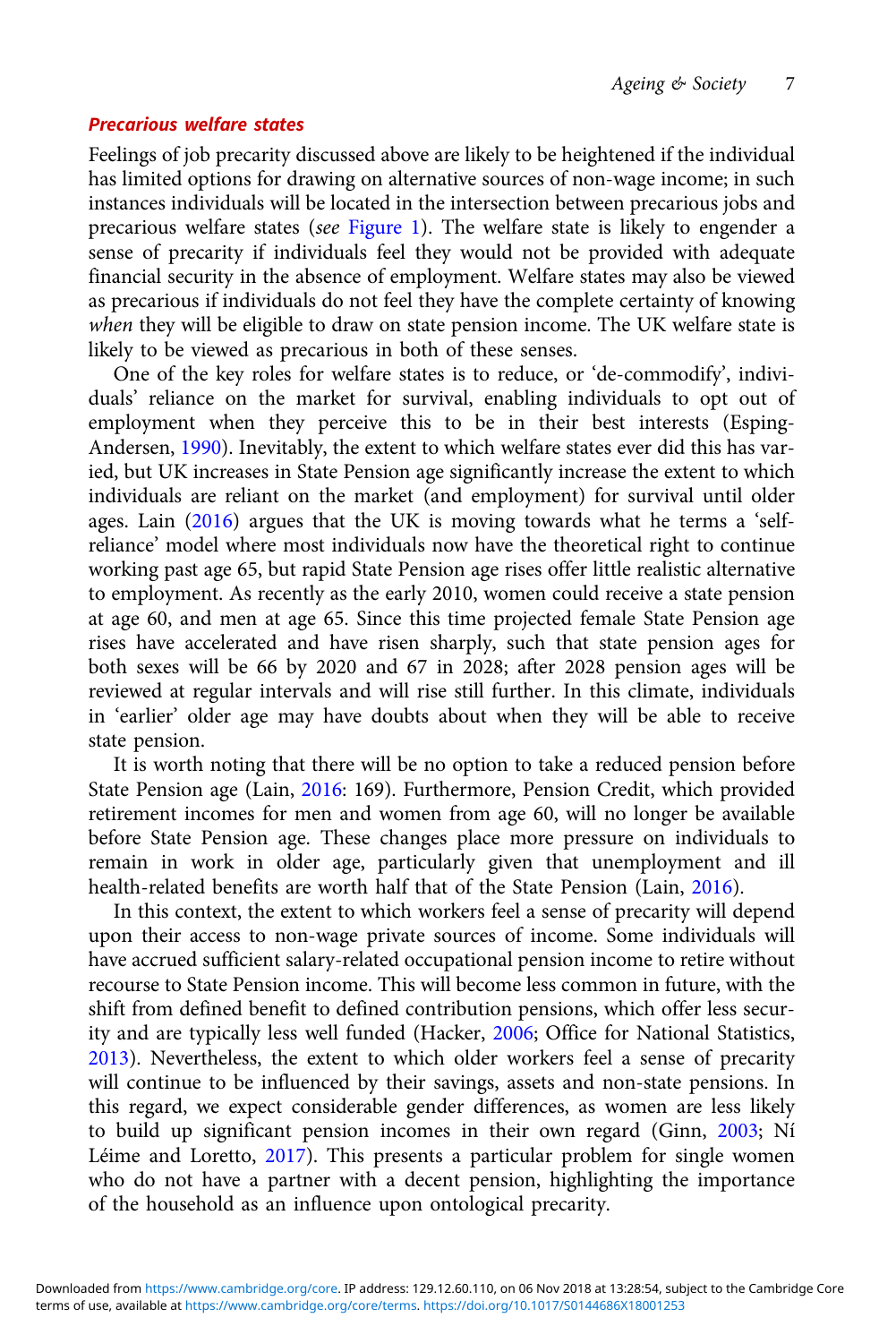## *Precarious welfare states*

Feelings of job precarity discussed above are likely to be heightened if the individual has limited options for drawing on alternative sources of non-wage income; in such instances individuals will be located in the intersection between precarious jobs and precarious welfare states (*see* Figure 1). The welfare state is likely to engender a sense of precarity if individuals feel they would not be provided with adequate financial security in the absence of employment. Welfare states may also be viewed as precarious if individuals do not feel they have the complete certainty of knowing *when* they will be eligible to draw on state pension income. The UK welfare state is likely to be viewed as precarious in both of these senses.

One of the key roles for welfare states is to reduce, or 'de-commodify', individuals' reliance on the market for survival, enabling individuals to opt out of employment when they perceive this to be in their best interests (Esping-Andersen, 1990). Inevitably, the extent to which welfare states ever did this has varied, but UK increases in State Pension age significantly increase the extent to which individuals are reliant on the market (and employment) for survival until older ages. Lain (2016) argues that the UK is moving towards what he terms a 'self-reliance' model where most individuals now have the theoretical right to continue working past age 65, but rapid State Pension age rises offer little realistic alternative to employment. As recently as the early 2010, women could receive a state pension at age 60, and men at age 65. Since this time projected female State Pension age rises have accelerated and have risen sharply, such that state pension ages for both sexes will be 66 by 2020 and 67 in 2028; after 2028 pension ages will be reviewed at regular intervals and will rise still further. In this climate, individuals in 'earlier' older age may have doubts about when they will be able to receive state pension.

It is worth noting that there will be no option to take a reduced pension before State Pension age (Lain, 2016: 169). Furthermore, Pension Credit, which provided retirement incomes for men and women from age 60, will no longer be available before State Pension age. These changes place more pressure on individuals to remain in work in older age, particularly given that unemployment and ill health-related benefits are worth half that of the State Pension (Lain, 2016).

In this context, the extent to which workers feel a sense of precarity will depend upon their access to non-wage private sources of income. Some individuals will have accrued sufficient salary-related occupational pension income to retire without recourse to State Pension income. This will become less common in future, with the shift from defined benefit to defined contribution pensions, which offer less security and are typically less well funded (Hacker, 2006; Office for National Statistics, 2013). Nevertheless, the extent to which older workers feel a sense of precarity will continue to be influenced by their savings, assets and non-state pensions. In this regard, we expect considerable gender differences, as women are less likely to build up significant pension incomes in their own regard (Ginn, 2003; Ní Léime and Loretto, 2017). This presents a particular problem for single women who do not have a partner with a decent pension, highlighting the importance of the household as an influence upon ontological precarity.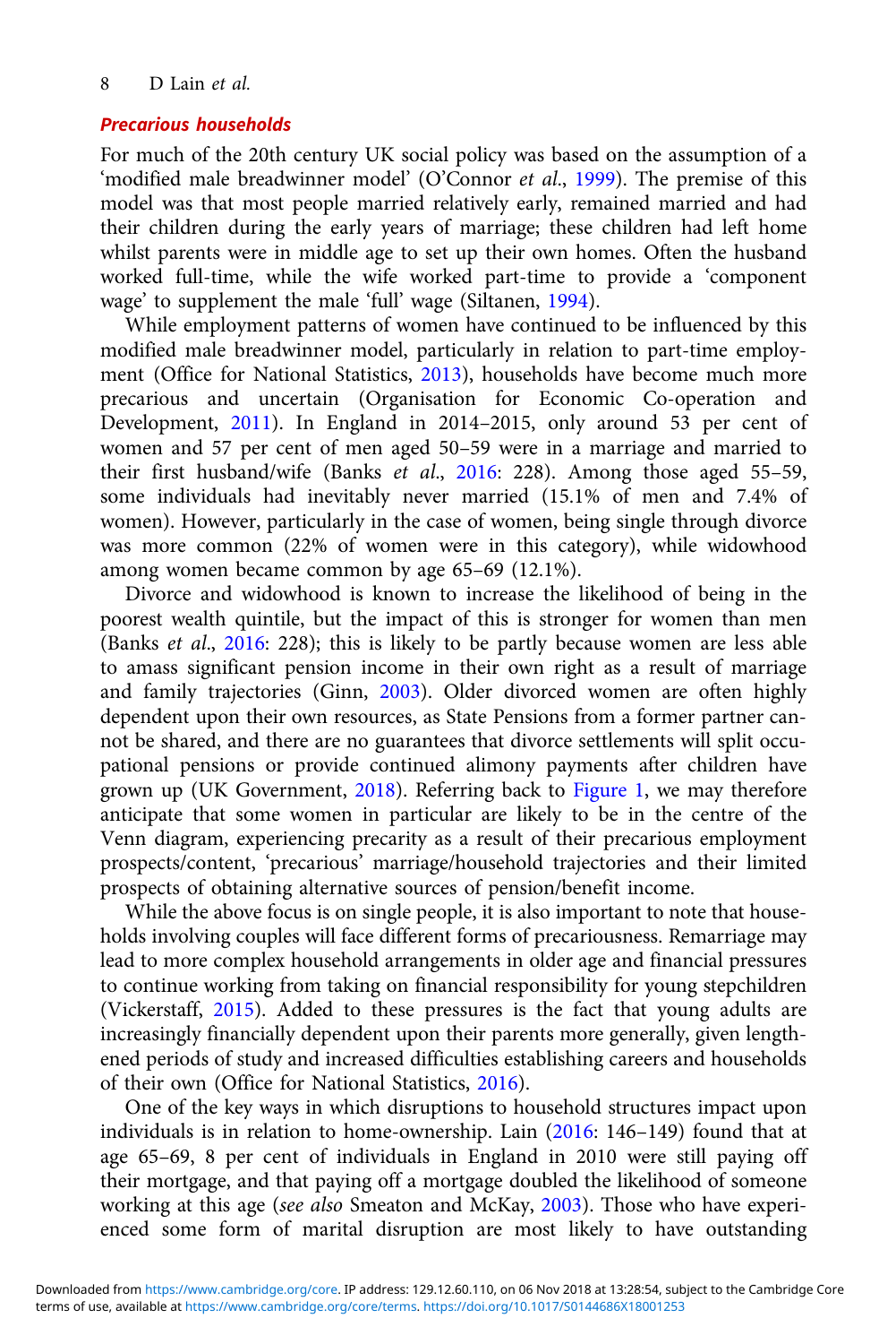### *Precarious households*

For much of the 20th century UK social policy was based on the assumption of a 'modified male breadwinner model' (O'Connor *et al*., 1999). The premise of this model was that most people married relatively early, remained married and had their children during the early years of marriage; these children had left home whilst parents were in middle age to set up their own homes. Often the husband worked full-time, while the wife worked part-time to provide a 'component wage' to supplement the male 'full' wage (Siltanen, 1994).

While employment patterns of women have continued to be influenced by this modified male breadwinner model, particularly in relation to part-time employment (Office for National Statistics, 2013), households have become much more precarious and uncertain (Organisation for Economic Co-operation and Development, 2011). In England in 2014–2015, only around 53 per cent of women and 57 per cent of men aged 50–59 were in a marriage and married to their first husband/wife (Banks *et al*., 2016: 228). Among those aged 55–59, some individuals had inevitably never married (15.1% of men and 7.4% of women). However, particularly in the case of women, being single through divorce was more common (22% of women were in this category), while widowhood among women became common by age 65–69 (12.1%).

Divorce and widowhood is known to increase the likelihood of being in the poorest wealth quintile, but the impact of this is stronger for women than men (Banks *et al*., 2016: 228); this is likely to be partly because women are less able to amass significant pension income in their own right as a result of marriage and family trajectories (Ginn, 2003). Older divorced women are often highly dependent upon their own resources, as State Pensions from a former partner cannot be shared, and there are no guarantees that divorce settlements will split occupational pensions or provide continued alimony payments after children have grown up (UK Government, 2018). Referring back to Figure 1, we may therefore anticipate that some women in particular are likely to be in the centre of the Venn diagram, experiencing precarity as a result of their precarious employment prospects/content, 'precarious' marriage/household trajectories and their limited prospects of obtaining alternative sources of pension/benefit income.

While the above focus is on single people, it is also important to note that households involving couples will face different forms of precariousness. Remarriage may lead to more complex household arrangements in older age and financial pressures to continue working from taking on financial responsibility for young stepchildren (Vickerstaff, 2015). Added to these pressures is the fact that young adults are increasingly financially dependent upon their parents more generally, given lengthened periods of study and increased difficulties establishing careers and households of their own (Office for National Statistics, 2016).

One of the key ways in which disruptions to household structures impact upon individuals is in relation to home-ownership. Lain (2016: 146–149) found that at age 65–69, 8 per cent of individuals in England in 2010 were still paying off their mortgage, and that paying off a mortgage doubled the likelihood of someone working at this age (*see also* Smeaton and McKay, 2003). Those who have experienced some form of marital disruption are most likely to have outstanding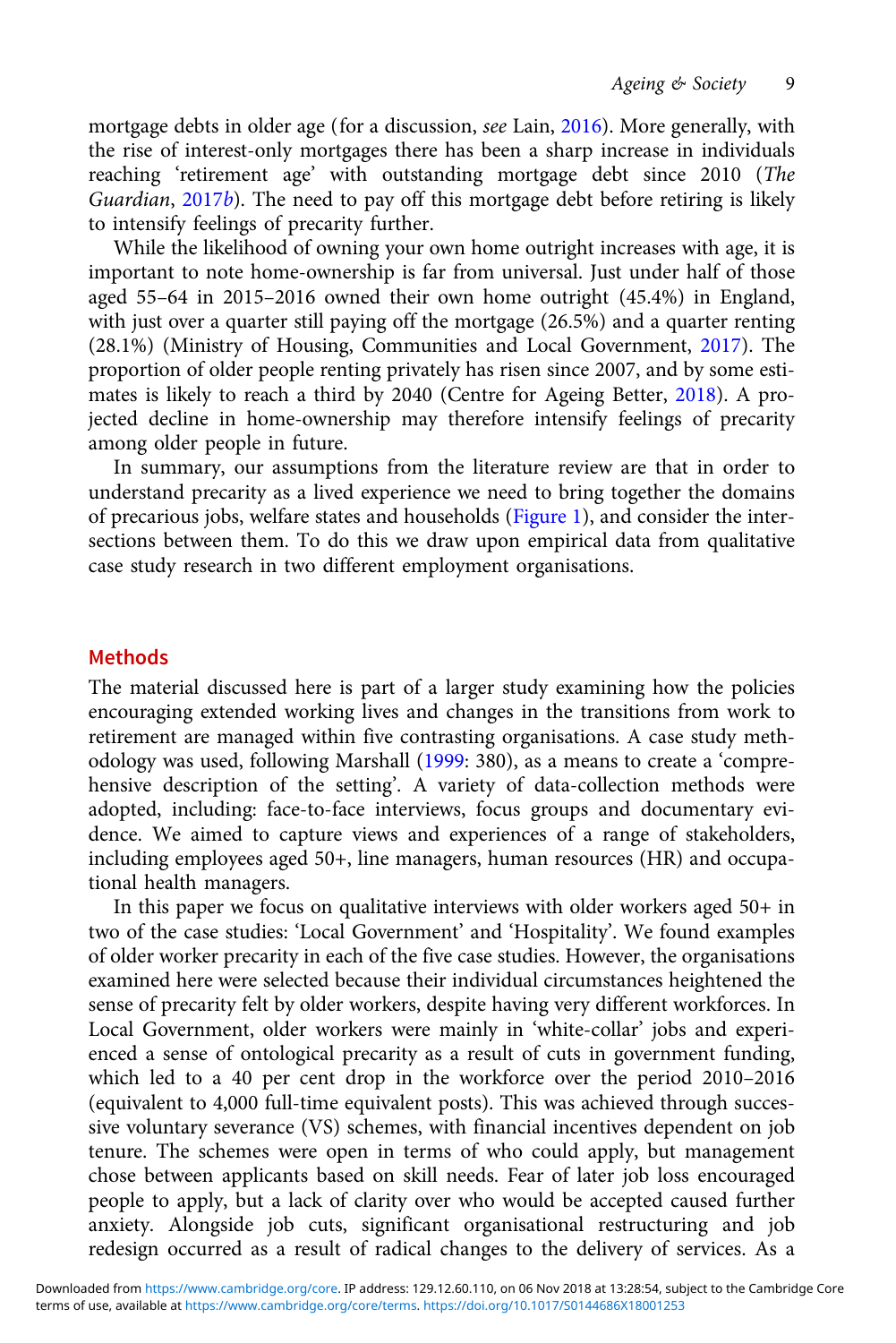mortgage debts in older age (for a discussion, *see* Lain, 2016). More generally, with the rise of interest-only mortgages there has been a sharp increase in individuals reaching 'retirement age' with outstanding mortgage debt since 2010 (*The Guardian*, 2017*b*). The need to pay off this mortgage debt before retiring is likely to intensify feelings of precarity further.

While the likelihood of owning your own home outright increases with age, it is important to note home-ownership is far from universal. Just under half of those aged 55–64 in 2015–2016 owned their own home outright (45.4%) in England, with just over a quarter still paying off the mortgage (26.5%) and a quarter renting (28.1%) (Ministry of Housing, Communities and Local Government, 2017). The proportion of older people renting privately has risen since 2007, and by some estimates is likely to reach a third by 2040 (Centre for Ageing Better, 2018). A projected decline in home-ownership may therefore intensify feelings of precarity among older people in future.

In summary, our assumptions from the literature review are that in order to understand precarity as a lived experience we need to bring together the domains of precarious jobs, welfare states and households (Figure 1), and consider the intersections between them. To do this we draw upon empirical data from qualitative case study research in two different employment organisations.

## Methods

The material discussed here is part of a larger study examining how the policies encouraging extended working lives and changes in the transitions from work to retirement are managed within five contrasting organisations. A case study methodology was used, following Marshall (1999: 380), as a means to create a 'comprehensive description of the setting'. A variety of data-collection methods were adopted, including: face-to-face interviews, focus groups and documentary evidence. We aimed to capture views and experiences of a range of stakeholders, including employees aged 50+, line managers, human resources (HR) and occupational health managers.

In this paper we focus on qualitative interviews with older workers aged 50+ in two of the case studies: 'Local Government' and 'Hospitality'. We found examples of older worker precarity in each of the five case studies. However, the organisations examined here were selected because their individual circumstances heightened the sense of precarity felt by older workers, despite having very different workforces. In Local Government, older workers were mainly in 'white-collar' jobs and experienced a sense of ontological precarity as a result of cuts in government funding, which led to a 40 per cent drop in the workforce over the period 2010–2016 (equivalent to 4,000 full-time equivalent posts). This was achieved through successive voluntary severance (VS) schemes, with financial incentives dependent on job tenure. The schemes were open in terms of who could apply, but management chose between applicants based on skill needs. Fear of later job loss encouraged people to apply, but a lack of clarity over who would be accepted caused further anxiety. Alongside job cuts, significant organisational restructuring and job redesign occurred as a result of radical changes to the delivery of services. As a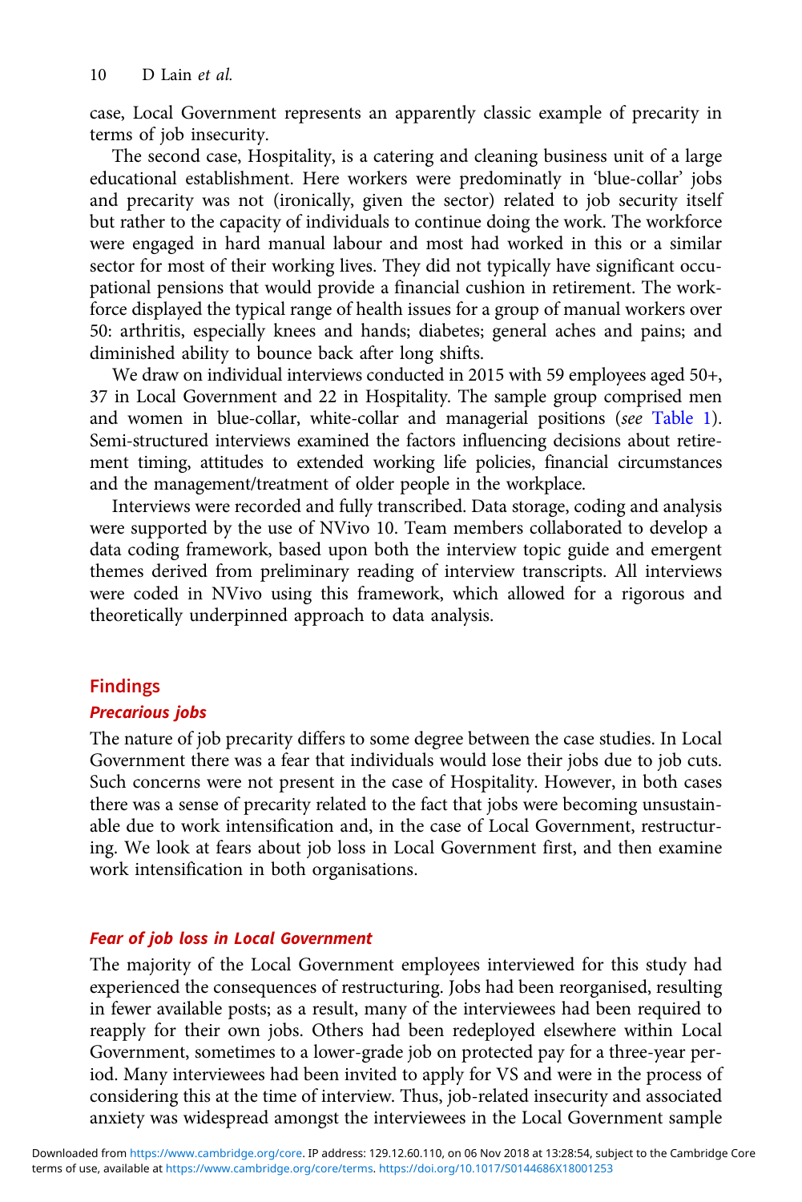case, Local Government represents an apparently classic example of precarity in terms of job insecurity.

The second case, Hospitality, is a catering and cleaning business unit of a large educational establishment. Here workers were predominatly in 'blue-collar' jobs and precarity was not (ironically, given the sector) related to job security itself but rather to the capacity of individuals to continue doing the work. The workforce were engaged in hard manual labour and most had worked in this or a similar sector for most of their working lives. They did not typically have significant occupational pensions that would provide a financial cushion in retirement. The workforce displayed the typical range of health issues for a group of manual workers over 50: arthritis, especially knees and hands; diabetes; general aches and pains; and diminished ability to bounce back after long shifts.

We draw on individual interviews conducted in 2015 with 59 employees aged 50+, 37 in Local Government and 22 in Hospitality. The sample group comprised men and women in blue-collar, white-collar and managerial positions (*see* Table 1). Semi-structured interviews examined the factors influencing decisions about retirement timing, attitudes to extended working life policies, financial circumstances and the management/treatment of older people in the workplace.

Interviews were recorded and fully transcribed. Data storage, coding and analysis were supported by the use of NVivo 10. Team members collaborated to develop a data coding framework, based upon both the interview topic guide and emergent themes derived from preliminary reading of interview transcripts. All interviews were coded in NVivo using this framework, which allowed for a rigorous and theoretically underpinned approach to data analysis.

## Findings

### *Precarious jobs*

The nature of job precarity differs to some degree between the case studies. In Local Government there was a fear that individuals would lose their jobs due to job cuts. Such concerns were not present in the case of Hospitality. However, in both cases there was a sense of precarity related to the fact that jobs were becoming unsustainable due to work intensification and, in the case of Local Government, restructuring. We look at fears about job loss in Local Government first, and then examine work intensification in both organisations.

### *Fear of job loss in Local Government*

The majority of the Local Government employees interviewed for this study had experienced the consequences of restructuring. Jobs had been reorganised, resulting in fewer available posts; as a result, many of the interviewees had been required to reapply for their own jobs. Others had been redeployed elsewhere within Local Government, sometimes to a lower-grade job on protected pay for a three-year period. Many interviewees had been invited to apply for VS and were in the process of considering this at the time of interview. Thus, job-related insecurity and associated anxiety was widespread amongst the interviewees in the Local Government sample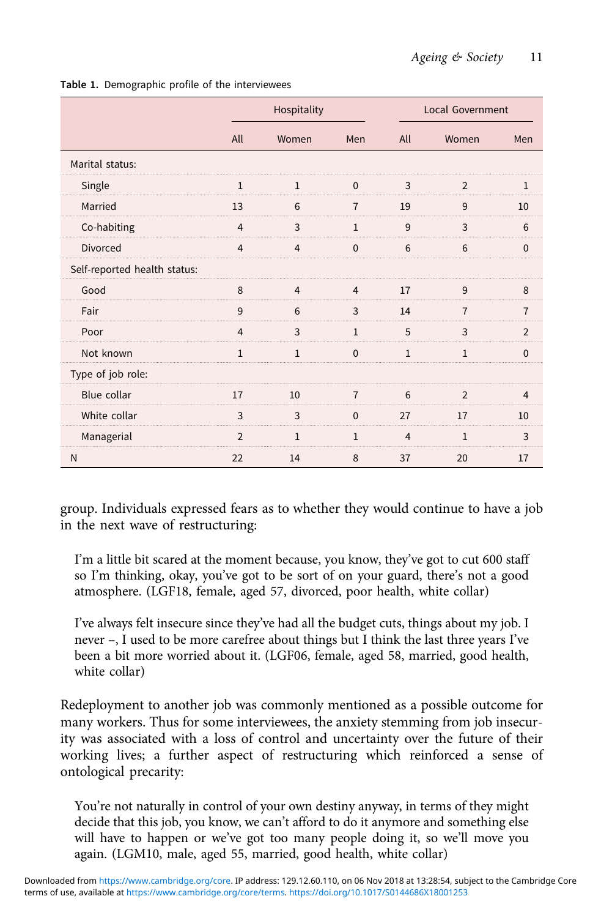Table 1. Demographic profile of the interviewees

| | Hospitality | | | Local Government | | |
|---|---|---|---|---|---|---|
| | All | Women | Men | All | Women | Men |
| Marital status: | | | | | | |
| Single | 1 | 1 | 0 | 3 | 2 | 1 |
| Married | 13 | 6 | 7 | 19 | 9 | 10 |
| Co-habiting | 4 | 3 | 1 | 9 | 3 | 6 |
| Divorced | 4 | 4 | 0 | 6 | 6 | 0 |
| Self-reported health status: | | | | | | |
| Good | 8 | 4 | 4 | 17 | 9 | 8 |
| Fair | 9 | 6 | 3 | 14 | 7 | 7 |
| Poor | 4 | 3 | 1 | 5 | 3 | 2 |
| Not known | 1 | 1 | 0 | 1 | 1 | 0 |
| Type of job role: | | | | | | |
| Blue collar | 17 | 10 | 7 | 6 | 2 | 4 |
| White collar | 3 | 3 | 0 | 27 | 17 | 10 |
| Managerial | 2 | 1 | 1 | 4 | 1 | 3 |
| N | 22 | 14 | 8 | 37 | 20 | 17 |

group. Individuals expressed fears as to whether they would continue to have a job in the next wave of restructuring:

> I'm a little bit scared at the moment because, you know, they've got to cut 600 staff so I'm thinking, okay, you've got to be sort of on your guard, there's not a good atmosphere. (LGF18, female, aged 57, divorced, poor health, white collar)

> I've always felt insecure since they've had all the budget cuts, things about my job. I never –, I used to be more carefree about things but I think the last three years I've been a bit more worried about it. (LGF06, female, aged 58, married, good health, white collar)

Redeployment to another job was commonly mentioned as a possible outcome for many workers. Thus for some interviewees, the anxiety stemming from job insecurity was associated with a loss of control and uncertainty over the future of their working lives; a further aspect of restructuring which reinforced a sense of ontological precarity:

> You're not naturally in control of your own destiny anyway, in terms of they might decide that this job, you know, we can't afford to do it anymore and something else will have to happen or we've got too many people doing it, so we'll move you again. (LGM10, male, aged 55, married, good health, white collar)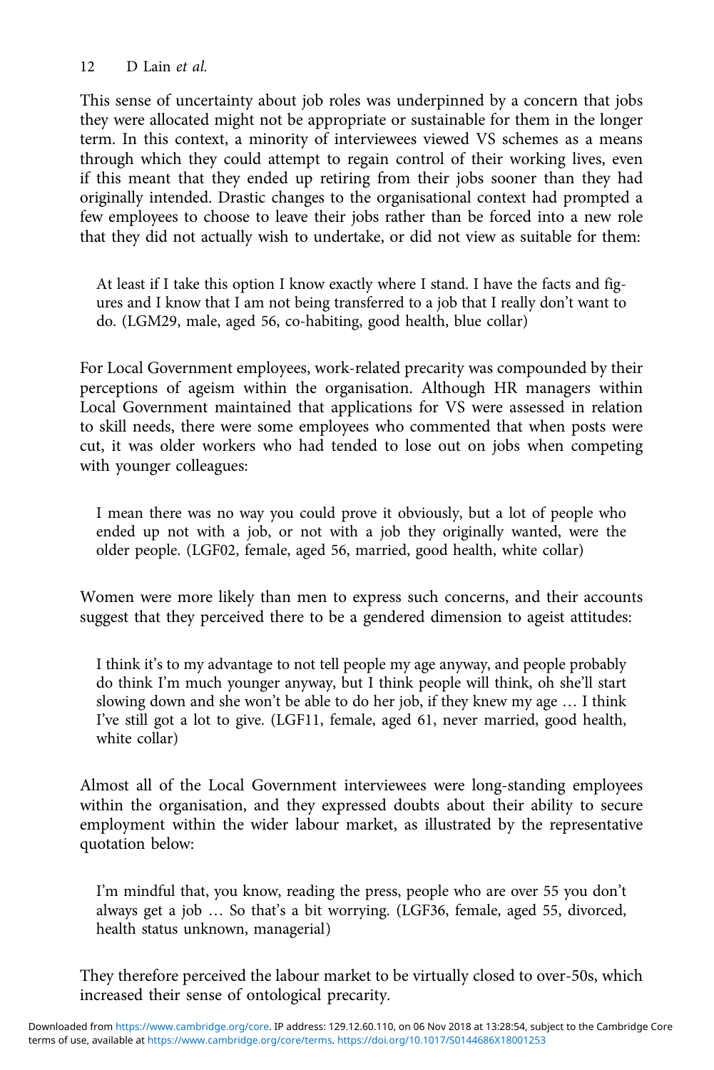This sense of uncertainty about job roles was underpinned by a concern that jobs they were allocated might not be appropriate or sustainable for them in the longer term. In this context, a minority of interviewees viewed VS schemes as a means through which they could attempt to regain control of their working lives, even if this meant that they ended up retiring from their jobs sooner than they had originally intended. Drastic changes to the organisational context had prompted a few employees to choose to leave their jobs rather than be forced into a new role that they did not actually wish to undertake, or did not view as suitable for them:

> At least if I take this option I know exactly where I stand. I have the facts and figures and I know that I am not being transferred to a job that I really don't want to do. (LGM29, male, aged 56, co-habiting, good health, blue collar)

For Local Government employees, work-related precarity was compounded by their perceptions of ageism within the organisation. Although HR managers within Local Government maintained that applications for VS were assessed in relation to skill needs, there were some employees who commented that when posts were cut, it was older workers who had tended to lose out on jobs when competing with younger colleagues:

> I mean there was no way you could prove it obviously, but a lot of people who ended up not with a job, or not with a job they originally wanted, were the older people. (LGF02, female, aged 56, married, good health, white collar)

Women were more likely than men to express such concerns, and their accounts suggest that they perceived there to be a gendered dimension to ageist attitudes:

> I think it's to my advantage to not tell people my age anyway, and people probably do think I'm much younger anyway, but I think people will think, oh she'll start slowing down and she won't be able to do her job, if they knew my age … I think I've still got a lot to give. (LGF11, female, aged 61, never married, good health, white collar)

Almost all of the Local Government interviewees were long-standing employees within the organisation, and they expressed doubts about their ability to secure employment within the wider labour market, as illustrated by the representative quotation below:

> I'm mindful that, you know, reading the press, people who are over 55 you don't always get a job … So that's a bit worrying. (LGF36, female, aged 55, divorced, health status unknown, managerial)

They therefore perceived the labour market to be virtually closed to over-50s, which increased their sense of ontological precarity.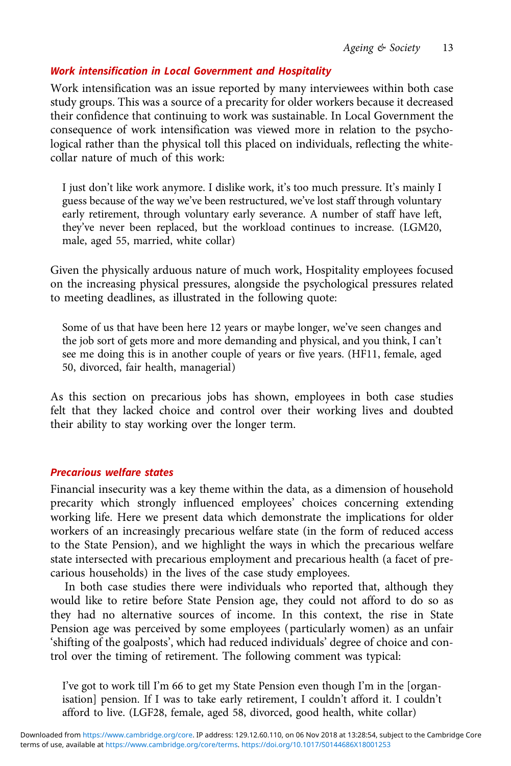### *Work intensification in Local Government and Hospitality*

Work intensification was an issue reported by many interviewees within both case study groups. This was a source of a precarity for older workers because it decreased their confidence that continuing to work was sustainable. In Local Government the consequence of work intensification was viewed more in relation to the psychological rather than the physical toll this placed on individuals, reflecting the white-collar nature of much of this work:

> I just don't like work anymore. I dislike work, it's too much pressure. It's mainly I guess because of the way we've been restructured, we've lost staff through voluntary early retirement, through voluntary early severance. A number of staff have left, they've never been replaced, but the workload continues to increase. (LGM20, male, aged 55, married, white collar)

Given the physically arduous nature of much work, Hospitality employees focused on the increasing physical pressures, alongside the psychological pressures related to meeting deadlines, as illustrated in the following quote:

> Some of us that have been here 12 years or maybe longer, we've seen changes and the job sort of gets more and more demanding and physical, and you think, I can't see me doing this is in another couple of years or five years. (HF11, female, aged 50, divorced, fair health, managerial)

As this section on precarious jobs has shown, employees in both case studies felt that they lacked choice and control over their working lives and doubted their ability to stay working over the longer term.

### *Precarious welfare states*

Financial insecurity was a key theme within the data, as a dimension of household precarity which strongly influenced employees' choices concerning extending working life. Here we present data which demonstrate the implications for older workers of an increasingly precarious welfare state (in the form of reduced access to the State Pension), and we highlight the ways in which the precarious welfare state intersected with precarious employment and precarious health (a facet of precarious households) in the lives of the case study employees.

In both case studies there were individuals who reported that, although they would like to retire before State Pension age, they could not afford to do so as they had no alternative sources of income. In this context, the rise in State Pension age was perceived by some employees (particularly women) as an unfair 'shifting of the goalposts', which had reduced individuals' degree of choice and control over the timing of retirement. The following comment was typical:

> I've got to work till I'm 66 to get my State Pension even though I'm in the [organisation] pension. If I was to take early retirement, I couldn't afford it. I couldn't afford to live. (LGF28, female, aged 58, divorced, good health, white collar)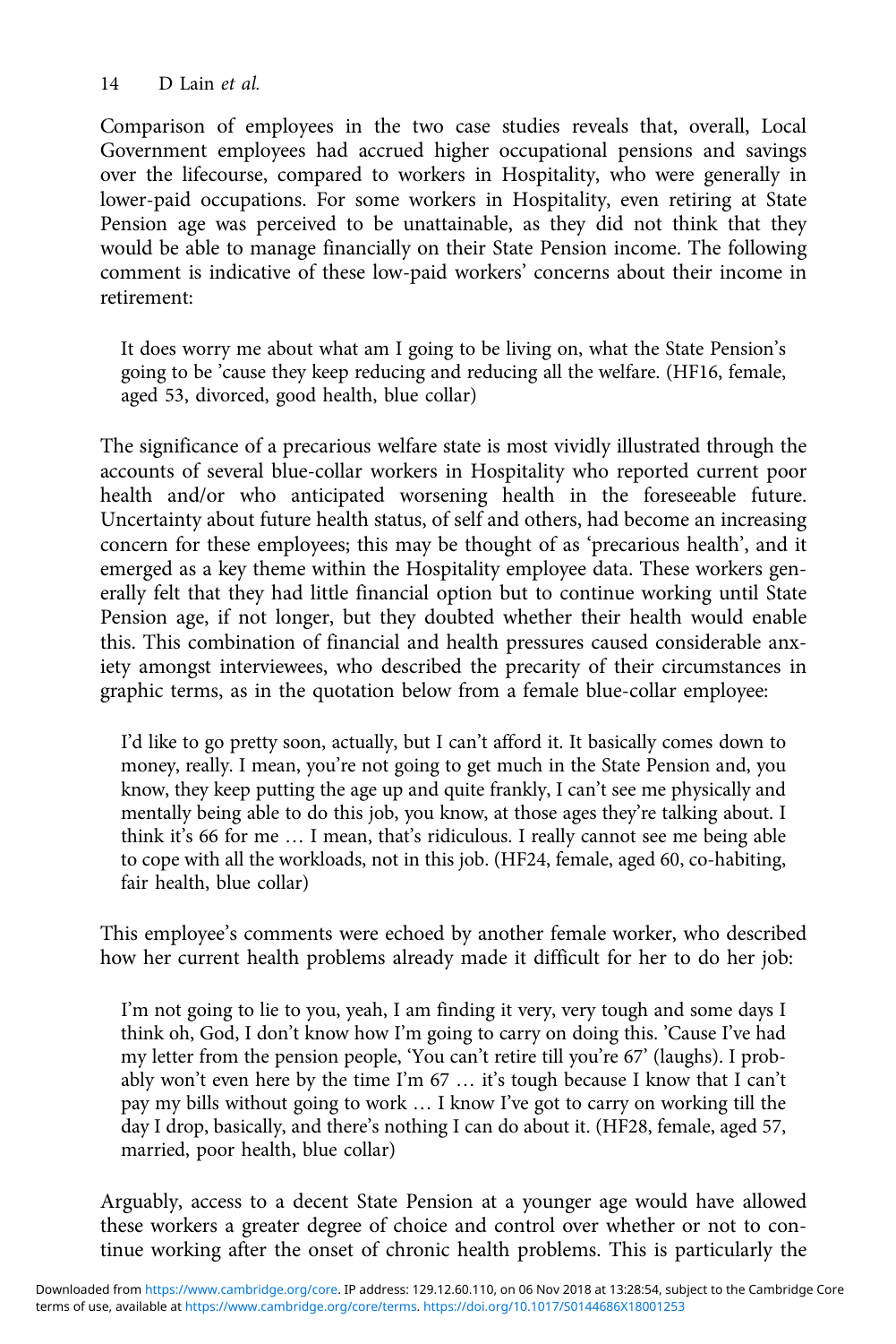Comparison of employees in the two case studies reveals that, overall, Local Government employees had accrued higher occupational pensions and savings over the lifecourse, compared to workers in Hospitality, who were generally in lower-paid occupations. For some workers in Hospitality, even retiring at State Pension age was perceived to be unattainable, as they did not think that they would be able to manage financially on their State Pension income. The following comment is indicative of these low-paid workers' concerns about their income in retirement:

> It does worry me about what am I going to be living on, what the State Pension's going to be 'cause they keep reducing and reducing all the welfare. (HF16, female, aged 53, divorced, good health, blue collar)

The significance of a precarious welfare state is most vividly illustrated through the accounts of several blue-collar workers in Hospitality who reported current poor health and/or who anticipated worsening health in the foreseeable future. Uncertainty about future health status, of self and others, had become an increasing concern for these employees; this may be thought of as 'precarious health', and it emerged as a key theme within the Hospitality employee data. These workers generally felt that they had little financial option but to continue working until State Pension age, if not longer, but they doubted whether their health would enable this. This combination of financial and health pressures caused considerable anxiety amongst interviewees, who described the precarity of their circumstances in graphic terms, as in the quotation below from a female blue-collar employee:

> I'd like to go pretty soon, actually, but I can't afford it. It basically comes down to money, really. I mean, you're not going to get much in the State Pension and, you know, they keep putting the age up and quite frankly, I can't see me physically and mentally being able to do this job, you know, at those ages they're talking about. I think it's 66 for me … I mean, that's ridiculous. I really cannot see me being able to cope with all the workloads, not in this job. (HF24, female, aged 60, co-habiting, fair health, blue collar)

This employee's comments were echoed by another female worker, who described how her current health problems already made it difficult for her to do her job:

> I'm not going to lie to you, yeah, I am finding it very, very tough and some days I think oh, God, I don't know how I'm going to carry on doing this. 'Cause I've had my letter from the pension people, 'You can't retire till you're 67' (laughs). I probably won't even here by the time I'm 67 … it's tough because I know that I can't pay my bills without going to work … I know I've got to carry on working till the day I drop, basically, and there's nothing I can do about it. (HF28, female, aged 57, married, poor health, blue collar)

Arguably, access to a decent State Pension at a younger age would have allowed these workers a greater degree of choice and control over whether or not to continue working after the onset of chronic health problems. This is particularly the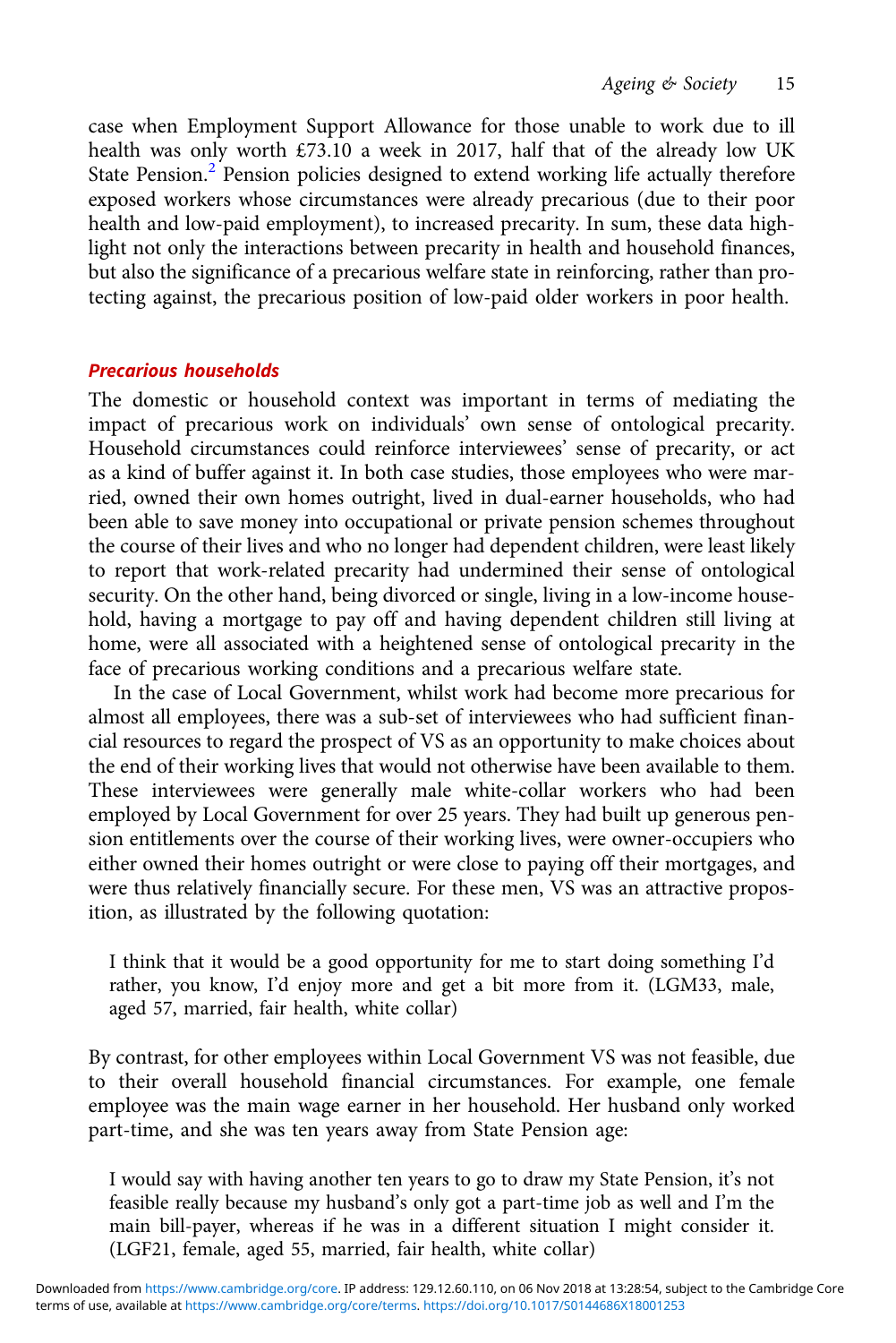case when Employment Support Allowance for those unable to work due to ill health was only worth £73.10 a week in 2017, half that of the already low UK State Pension.[2] Pension policies designed to extend working life actually therefore exposed workers whose circumstances were already precarious (due to their poor health and low-paid employment), to increased precarity. In sum, these data highlight not only the interactions between precarity in health and household finances, but also the significance of a precarious welfare state in reinforcing, rather than protecting against, the precarious position of low-paid older workers in poor health.

### *Precarious households*

The domestic or household context was important in terms of mediating the impact of precarious work on individuals' own sense of ontological precarity. Household circumstances could reinforce interviewees' sense of precarity, or act as a kind of buffer against it. In both case studies, those employees who were married, owned their own homes outright, lived in dual-earner households, who had been able to save money into occupational or private pension schemes throughout the course of their lives and who no longer had dependent children, were least likely to report that work-related precarity had undermined their sense of ontological security. On the other hand, being divorced or single, living in a low-income household, having a mortgage to pay off and having dependent children still living at home, were all associated with a heightened sense of ontological precarity in the face of precarious working conditions and a precarious welfare state.

In the case of Local Government, whilst work had become more precarious for almost all employees, there was a sub-set of interviewees who had sufficient financial resources to regard the prospect of VS as an opportunity to make choices about the end of their working lives that would not otherwise have been available to them. These interviewees were generally male white-collar workers who had been employed by Local Government for over 25 years. They had built up generous pension entitlements over the course of their working lives, were owner-occupiers who either owned their homes outright or were close to paying off their mortgages, and were thus relatively financially secure. For these men, VS was an attractive proposition, as illustrated by the following quotation:

> I think that it would be a good opportunity for me to start doing something I'd rather, you know, I'd enjoy more and get a bit more from it. (LGM33, male, aged 57, married, fair health, white collar)

By contrast, for other employees within Local Government VS was not feasible, due to their overall household financial circumstances. For example, one female employee was the main wage earner in her household. Her husband only worked part-time, and she was ten years away from State Pension age:

> I would say with having another ten years to go to draw my State Pension, it's not feasible really because my husband's only got a part-time job as well and I'm the main bill-payer, whereas if he was in a different situation I might consider it. (LGF21, female, aged 55, married, fair health, white collar)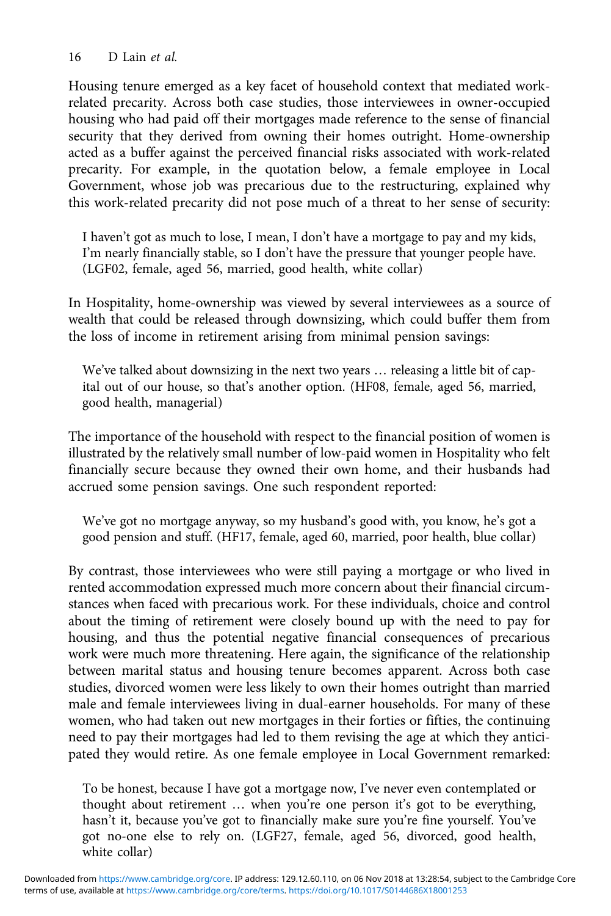Housing tenure emerged as a key facet of household context that mediated work-related precarity. Across both case studies, those interviewees in owner-occupied housing who had paid off their mortgages made reference to the sense of financial security that they derived from owning their homes outright. Home-ownership acted as a buffer against the perceived financial risks associated with work-related precarity. For example, in the quotation below, a female employee in Local Government, whose job was precarious due to the restructuring, explained why this work-related precarity did not pose much of a threat to her sense of security:

> I haven't got as much to lose, I mean, I don't have a mortgage to pay and my kids, I'm nearly financially stable, so I don't have the pressure that younger people have. (LGF02, female, aged 56, married, good health, white collar)

In Hospitality, home-ownership was viewed by several interviewees as a source of wealth that could be released through downsizing, which could buffer them from the loss of income in retirement arising from minimal pension savings:

> We've talked about downsizing in the next two years … releasing a little bit of capital out of our house, so that's another option. (HF08, female, aged 56, married, good health, managerial)

The importance of the household with respect to the financial position of women is illustrated by the relatively small number of low-paid women in Hospitality who felt financially secure because they owned their own home, and their husbands had accrued some pension savings. One such respondent reported:

> We've got no mortgage anyway, so my husband's good with, you know, he's got a good pension and stuff. (HF17, female, aged 60, married, poor health, blue collar)

By contrast, those interviewees who were still paying a mortgage or who lived in rented accommodation expressed much more concern about their financial circumstances when faced with precarious work. For these individuals, choice and control about the timing of retirement were closely bound up with the need to pay for housing, and thus the potential negative financial consequences of precarious work were much more threatening. Here again, the significance of the relationship between marital status and housing tenure becomes apparent. Across both case studies, divorced women were less likely to own their homes outright than married male and female interviewees living in dual-earner households. For many of these women, who had taken out new mortgages in their forties or fifties, the continuing need to pay their mortgages had led to them revising the age at which they anticipated they would retire. As one female employee in Local Government remarked:

> To be honest, because I have got a mortgage now, I've never even contemplated or thought about retirement … when you're one person it's got to be everything, hasn't it, because you've got to financially make sure you're fine yourself. You've got no-one else to rely on. (LGF27, female, aged 56, divorced, good health, white collar)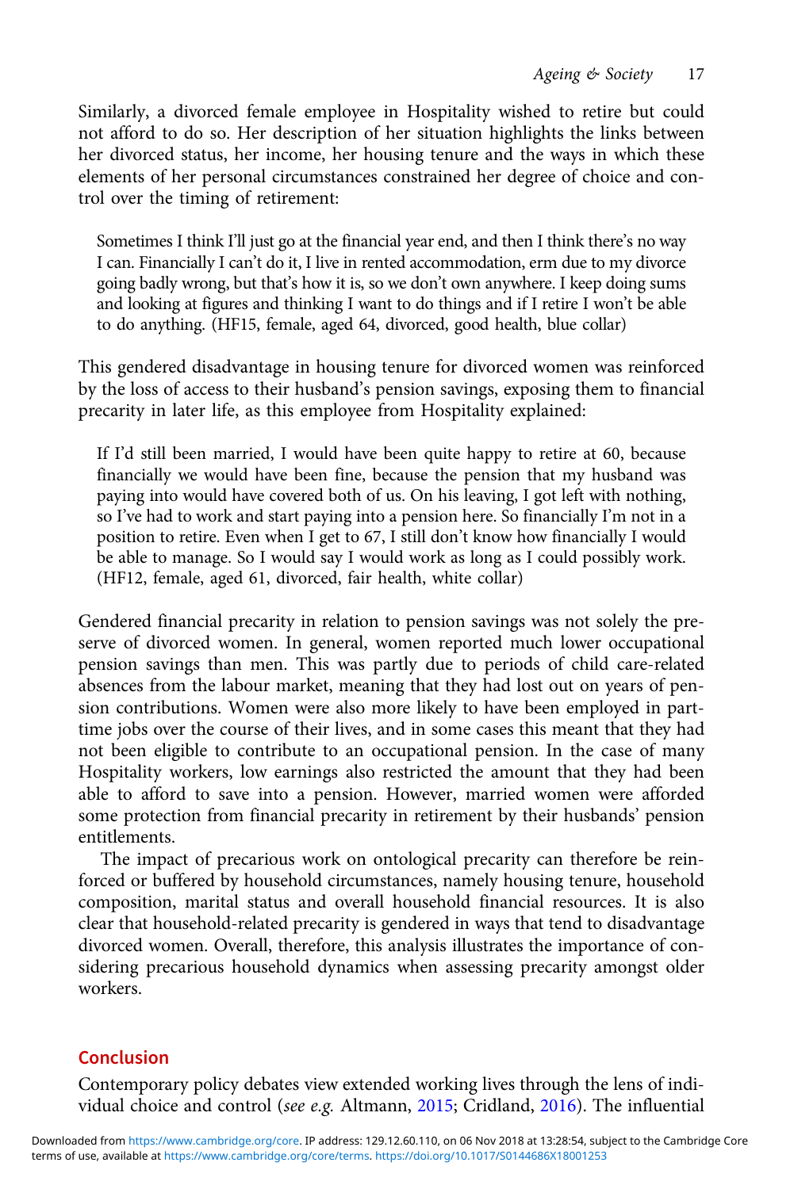Similarly, a divorced female employee in Hospitality wished to retire but could not afford to do so. Her description of her situation highlights the links between her divorced status, her income, her housing tenure and the ways in which these elements of her personal circumstances constrained her degree of choice and control over the timing of retirement:

> Sometimes I think I'll just go at the financial year end, and then I think there's no way I can. Financially I can't do it, I live in rented accommodation, erm due to my divorce going badly wrong, but that's how it is, so we don't own anywhere. I keep doing sums and looking at figures and thinking I want to do things and if I retire I won't be able to do anything. (HF15, female, aged 64, divorced, good health, blue collar)

This gendered disadvantage in housing tenure for divorced women was reinforced by the loss of access to their husband's pension savings, exposing them to financial precarity in later life, as this employee from Hospitality explained:

> If I'd still been married, I would have been quite happy to retire at 60, because financially we would have been fine, because the pension that my husband was paying into would have covered both of us. On his leaving, I got left with nothing, so I've had to work and start paying into a pension here. So financially I'm not in a position to retire. Even when I get to 67, I still don't know how financially I would be able to manage. So I would say I would work as long as I could possibly work. (HF12, female, aged 61, divorced, fair health, white collar)

Gendered financial precarity in relation to pension savings was not solely the preserve of divorced women. In general, women reported much lower occupational pension savings than men. This was partly due to periods of child care-related absences from the labour market, meaning that they had lost out on years of pension contributions. Women were also more likely to have been employed in part-time jobs over the course of their lives, and in some cases this meant that they had not been eligible to contribute to an occupational pension. In the case of many Hospitality workers, low earnings also restricted the amount that they had been able to afford to save into a pension. However, married women were afforded some protection from financial precarity in retirement by their husbands' pension entitlements.

The impact of precarious work on ontological precarity can therefore be reinforced or buffered by household circumstances, namely housing tenure, household composition, marital status and overall household financial resources. It is also clear that household-related precarity is gendered in ways that tend to disadvantage divorced women. Overall, therefore, this analysis illustrates the importance of considering precarious household dynamics when assessing precarity amongst older workers.

## Conclusion

Contemporary policy debates view extended working lives through the lens of individual choice and control (*see e.g.* Altmann, 2015; Cridland, 2016). The influential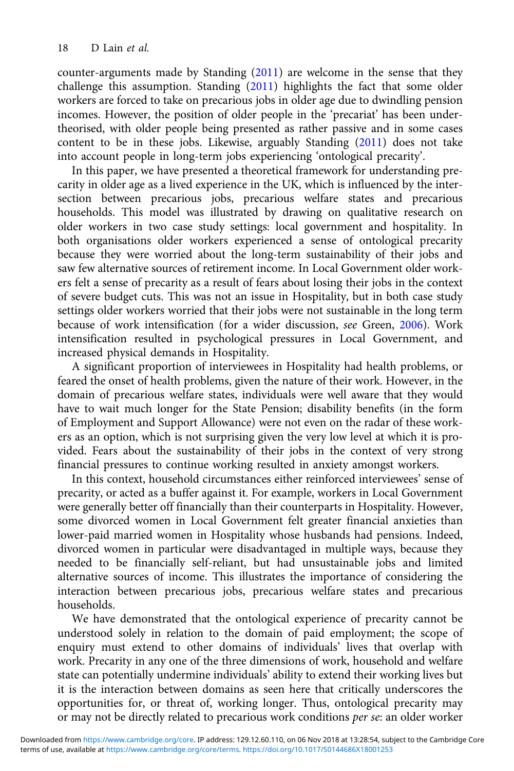counter-arguments made by Standing (2011) are welcome in the sense that they challenge this assumption. Standing (2011) highlights the fact that some older workers are forced to take on precarious jobs in older age due to dwindling pension incomes. However, the position of older people in the 'precariat' has been under-theorised, with older people being presented as rather passive and in some cases content to be in these jobs. Likewise, arguably Standing (2011) does not take into account people in long-term jobs experiencing 'ontological precarity'.

In this paper, we have presented a theoretical framework for understanding precarity in older age as a lived experience in the UK, which is influenced by the intersection between precarious jobs, precarious welfare states and precarious households. This model was illustrated by drawing on qualitative research on older workers in two case study settings: local government and hospitality. In both organisations older workers experienced a sense of ontological precarity because they were worried about the long-term sustainability of their jobs and saw few alternative sources of retirement income. In Local Government older workers felt a sense of precarity as a result of fears about losing their jobs in the context of severe budget cuts. This was not an issue in Hospitality, but in both case study settings older workers worried that their jobs were not sustainable in the long term because of work intensification (for a wider discussion, *see* Green, 2006). Work intensification resulted in psychological pressures in Local Government, and increased physical demands in Hospitality.

A significant proportion of interviewees in Hospitality had health problems, or feared the onset of health problems, given the nature of their work. However, in the domain of precarious welfare states, individuals were well aware that they would have to wait much longer for the State Pension; disability benefits (in the form of Employment and Support Allowance) were not even on the radar of these workers as an option, which is not surprising given the very low level at which it is provided. Fears about the sustainability of their jobs in the context of very strong financial pressures to continue working resulted in anxiety amongst workers.

In this context, household circumstances either reinforced interviewees' sense of precarity, or acted as a buffer against it. For example, workers in Local Government were generally better off financially than their counterparts in Hospitality. However, some divorced women in Local Government felt greater financial anxieties than lower-paid married women in Hospitality whose husbands had pensions. Indeed, divorced women in particular were disadvantaged in multiple ways, because they needed to be financially self-reliant, but had unsustainable jobs and limited alternative sources of income. This illustrates the importance of considering the interaction between precarious jobs, precarious welfare states and precarious households.

We have demonstrated that the ontological experience of precarity cannot be understood solely in relation to the domain of paid employment; the scope of enquiry must extend to other domains of individuals' lives that overlap with work. Precarity in any one of the three dimensions of work, household and welfare state can potentially undermine individuals' ability to extend their working lives but it is the interaction between domains as seen here that critically underscores the opportunities for, or threat of, working longer. Thus, ontological precarity may or may not be directly related to precarious work conditions *per se*: an older worker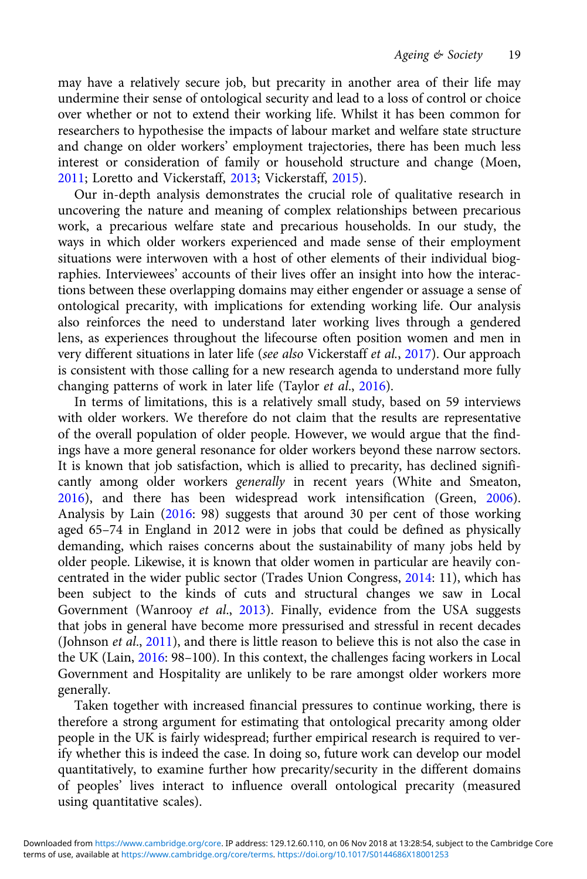may have a relatively secure job, but precarity in another area of their life may undermine their sense of ontological security and lead to a loss of control or choice over whether or not to extend their working life. Whilst it has been common for researchers to hypothesise the impacts of labour market and welfare state structure and change on older workers' employment trajectories, there has been much less interest or consideration of family or household structure and change (Moen, 2011; Loretto and Vickerstaff, 2013; Vickerstaff, 2015).

Our in-depth analysis demonstrates the crucial role of qualitative research in uncovering the nature and meaning of complex relationships between precarious work, a precarious welfare state and precarious households. In our study, the ways in which older workers experienced and made sense of their employment situations were interwoven with a host of other elements of their individual biographies. Interviewees' accounts of their lives offer an insight into how the interactions between these overlapping domains may either engender or assuage a sense of ontological precarity, with implications for extending working life. Our analysis also reinforces the need to understand later working lives through a gendered lens, as experiences throughout the lifecourse often position women and men in very different situations in later life (*see also* Vickerstaff *et al.*, 2017). Our approach is consistent with those calling for a new research agenda to understand more fully changing patterns of work in later life (Taylor *et al.*, 2016).

In terms of limitations, this is a relatively small study, based on 59 interviews with older workers. We therefore do not claim that the results are representative of the overall population of older people. However, we would argue that the findings have a more general resonance for older workers beyond these narrow sectors. It is known that job satisfaction, which is allied to precarity, has declined significantly among older workers *generally* in recent years (White and Smeaton, 2016), and there has been widespread work intensification (Green, 2006). Analysis by Lain (2016: 98) suggests that around 30 per cent of those working aged 65–74 in England in 2012 were in jobs that could be defined as physically demanding, which raises concerns about the sustainability of many jobs held by older people. Likewise, it is known that older women in particular are heavily concentrated in the wider public sector (Trades Union Congress, 2014: 11), which has been subject to the kinds of cuts and structural changes we saw in Local Government (Wanrooy *et al.*, 2013). Finally, evidence from the USA suggests that jobs in general have become more pressurised and stressful in recent decades (Johnson *et al.*, 2011), and there is little reason to believe this is not also the case in the UK (Lain, 2016: 98–100). In this context, the challenges facing workers in Local Government and Hospitality are unlikely to be rare amongst older workers more generally.

Taken together with increased financial pressures to continue working, there is therefore a strong argument for estimating that ontological precarity among older people in the UK is fairly widespread; further empirical research is required to verify whether this is indeed the case. In doing so, future work can develop our model quantitatively, to examine further how precarity/security in the different domains of peoples' lives interact to influence overall ontological precarity (measured using quantitative scales).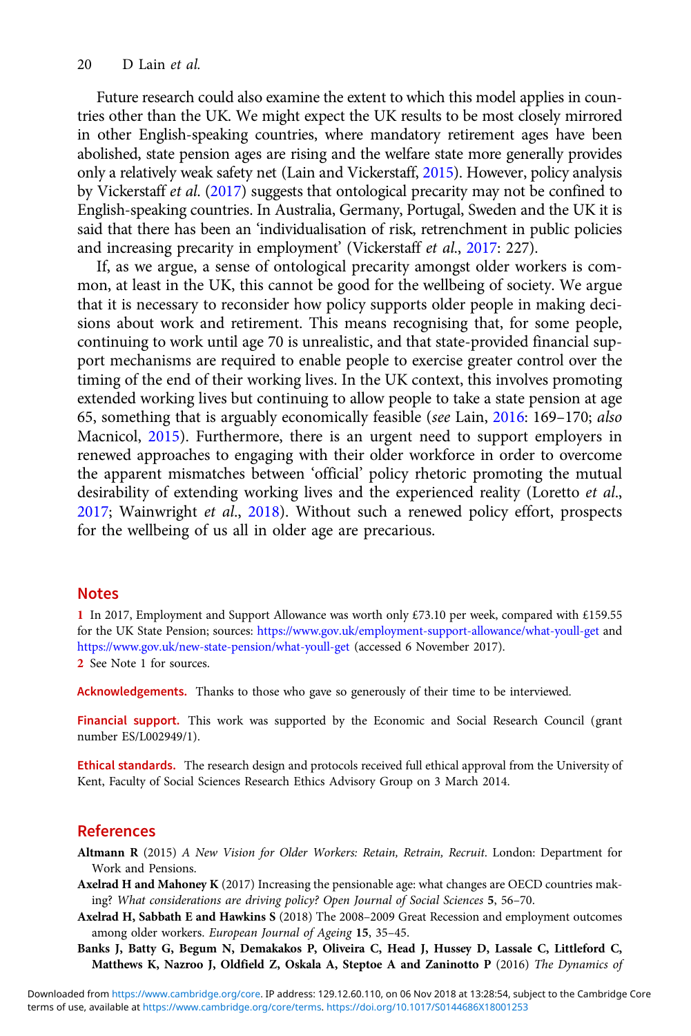Future research could also examine the extent to which this model applies in countries other than the UK. We might expect the UK results to be most closely mirrored in other English-speaking countries, where mandatory retirement ages have been abolished, state pension ages are rising and the welfare state more generally provides only a relatively weak safety net (Lain and Vickerstaff, 2015). However, policy analysis by Vickerstaff *et al*. (2017) suggests that ontological precarity may not be confined to English-speaking countries. In Australia, Germany, Portugal, Sweden and the UK it is said that there has been an 'individualisation of risk, retrenchment in public policies and increasing precarity in employment' (Vickerstaff *et al*., 2017: 227).

If, as we argue, a sense of ontological precarity amongst older workers is common, at least in the UK, this cannot be good for the wellbeing of society. We argue that it is necessary to reconsider how policy supports older people in making decisions about work and retirement. This means recognising that, for some people, continuing to work until age 70 is unrealistic, and that state-provided financial support mechanisms are required to enable people to exercise greater control over the timing of the end of their working lives. In the UK context, this involves promoting extended working lives but continuing to allow people to take a state pension at age 65, something that is arguably economically feasible (*see* Lain, 2016: 169–170; *also* Macnicol, 2015). Furthermore, there is an urgent need to support employers in renewed approaches to engaging with their older workforce in order to overcome the apparent mismatches between 'official' policy rhetoric promoting the mutual desirability of extending working lives and the experienced reality (Loretto *et al*., 2017; Wainwright *et al*., 2018). Without such a renewed policy effort, prospects for the wellbeing of us all in older age are precarious.

## Notes

1 In 2017, Employment and Support Allowance was worth only £73.10 per week, compared with £159.55 for the UK State Pension; sources: https://www.gov.uk/employment-support-allowance/what-youll-get and https://www.gov.uk/new-state-pension/what-youll-get (accessed 6 November 2017).

2 See Note 1 for sources.

**Acknowledgements.** Thanks to those who gave so generously of their time to be interviewed.

**Financial support.** This work was supported by the Economic and Social Research Council (grant number ES/L002949/1).

**Ethical standards.** The research design and protocols received full ethical approval from the University of Kent, Faculty of Social Sciences Research Ethics Advisory Group on 3 March 2014.

## References

**Altmann R** (2015) *A New Vision for Older Workers: Retain, Retrain, Recruit*. London: Department for Work and Pensions.

**Axelrad H and Mahoney K** (2017) Increasing the pensionable age: what changes are OECD countries making? *What considerations are driving policy? Open Journal of Social Sciences* **5**, 56–70.

**Axelrad H, Sabbath E and Hawkins S** (2018) The 2008–2009 Great Recession and employment outcomes among older workers. *European Journal of Ageing* **15**, 35–45.

**Banks J, Batty G, Begum N, Demakakos P, Oliveira C, Head J, Hussey D, Lassale C, Littleford C, Matthews K, Nazroo J, Oldfield Z, Oskala A, Steptoe A and Zaninotto P** (2016) *The Dynamics of*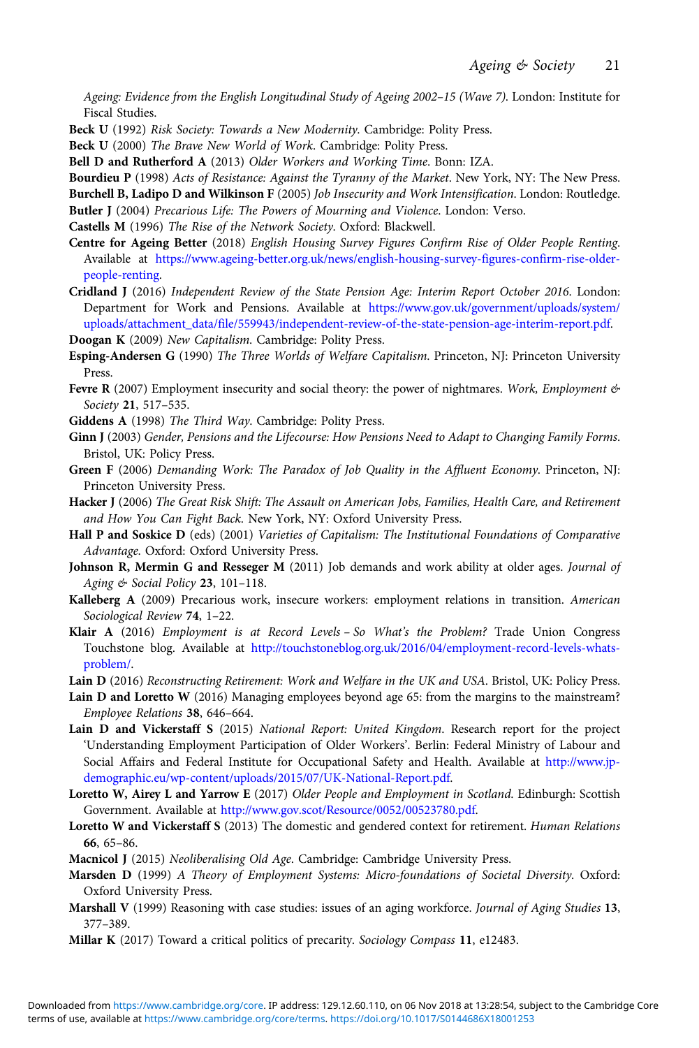Ageing: Evidence from the English Longitudinal Study of Ageing 2002–15 (Wave 7)*. London: Institute for Fiscal Studies.

**Beck U** (1992) *Risk Society: Towards a New Modernity*. Cambridge: Polity Press.

**Beck U** (2000) *The Brave New World of Work*. Cambridge: Polity Press.

**Bell D and Rutherford A** (2013) *Older Workers and Working Time*. Bonn: IZA.

**Bourdieu P** (1998) *Acts of Resistance: Against the Tyranny of the Market*. New York, NY: The New Press.

**Burchell B, Ladipo D and Wilkinson F** (2005) *Job Insecurity and Work Intensification*. London: Routledge.

**Butler J** (2004) *Precarious Life: The Powers of Mourning and Violence*. London: Verso.

**Castells M** (1996) *The Rise of the Network Society*. Oxford: Blackwell.

**Centre for Ageing Better** (2018) *English Housing Survey Figures Confirm Rise of Older People Renting*. Available at https://www.ageing-better.org.uk/news/english-housing-survey-figures-confirm-rise-older-people-renting.

**Cridland J** (2016) *Independent Review of the State Pension Age: Interim Report October 2016*. London: Department for Work and Pensions. Available at https://www.gov.uk/government/uploads/system/uploads/attachment_data/file/559943/independent-review-of-the-state-pension-age-interim-report.pdf.

**Doogan K** (2009) *New Capitalism*. Cambridge: Polity Press.

**Esping-Andersen G** (1990) *The Three Worlds of Welfare Capitalism*. Princeton, NJ: Princeton University Press.

**Fevre R** (2007) Employment insecurity and social theory: the power of nightmares. *Work, Employment & Society* **21**, 517–535.

**Giddens A** (1998) *The Third Way*. Cambridge: Polity Press.

**Ginn J** (2003) *Gender, Pensions and the Lifecourse: How Pensions Need to Adapt to Changing Family Forms*. Bristol, UK: Policy Press.

**Green F** (2006) *Demanding Work: The Paradox of Job Quality in the Affluent Economy*. Princeton, NJ: Princeton University Press.

**Hacker J** (2006) *The Great Risk Shift: The Assault on American Jobs, Families, Health Care, and Retirement and How You Can Fight Back*. New York, NY: Oxford University Press.

**Hall P and Soskice D** (eds) (2001) *Varieties of Capitalism: The Institutional Foundations of Comparative Advantage*. Oxford: Oxford University Press.

**Johnson R, Mermin G and Resseger M** (2011) Job demands and work ability at older ages. *Journal of Aging & Social Policy* **23**, 101–118.

**Kalleberg A** (2009) Precarious work, insecure workers: employment relations in transition. *American Sociological Review* **74**, 1–22.

**Klair A** (2016) *Employment is at Record Levels – So What's the Problem?* Trade Union Congress Touchstone blog. Available at http://touchstoneblog.org.uk/2016/04/employment-record-levels-whats-problem/.

**Lain D** (2016) *Reconstructing Retirement: Work and Welfare in the UK and USA*. Bristol, UK: Policy Press.

**Lain D and Loretto W** (2016) Managing employees beyond age 65: from the margins to the mainstream? *Employee Relations* **38**, 646–664.

**Lain D and Vickerstaff S** (2015) *National Report: United Kingdom*. Research report for the project 'Understanding Employment Participation of Older Workers'. Berlin: Federal Ministry of Labour and Social Affairs and Federal Institute for Occupational Safety and Health. Available at http://www.jp-demographic.eu/wp-content/uploads/2015/07/UK-National-Report.pdf.

**Loretto W, Airey L and Yarrow E** (2017) *Older People and Employment in Scotland*. Edinburgh: Scottish Government. Available at http://www.gov.scot/Resource/0052/00523780.pdf.

**Loretto W and Vickerstaff S** (2013) The domestic and gendered context for retirement. *Human Relations* **66**, 65–86.

**Macnicol J** (2015) *Neoliberalising Old Age*. Cambridge: Cambridge University Press.

**Marsden D** (1999) *A Theory of Employment Systems: Micro-foundations of Societal Diversity*. Oxford: Oxford University Press.

**Marshall V** (1999) Reasoning with case studies: issues of an aging workforce. *Journal of Aging Studies* **13**, 377–389.

**Millar K** (2017) Toward a critical politics of precarity. *Sociology Compass* **11**, e12483.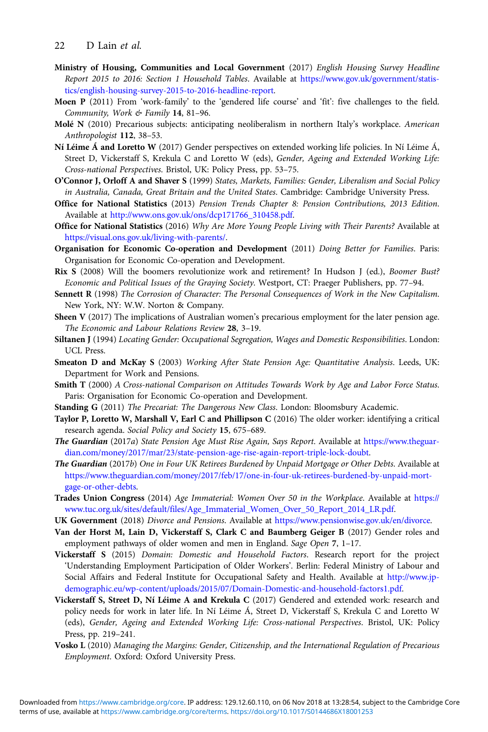**Ministry of Housing, Communities and Local Government** (2017) *English Housing Survey Headline Report 2015 to 2016: Section 1 Household Tables*. Available at https://www.gov.uk/government/statistics/english-housing-survey-2015-to-2016-headline-report.

**Moen P** (2011) From 'work-family' to the 'gendered life course' and 'fit': five challenges to the field. *Community, Work & Family* **14**, 81–96.

**Molé N** (2010) Precarious subjects: anticipating neoliberalism in northern Italy's workplace. *American Anthropologist* **112**, 38–53.

**Ní Léime Á and Loretto W** (2017) Gender perspectives on extended working life policies. In Ní Léime Á, Street D, Vickerstaff S, Krekula C and Loretto W (eds), *Gender, Ageing and Extended Working Life: Cross-national Perspectives*. Bristol, UK: Policy Press, pp. 53–75.

**O'Connor J, Orloff A and Shaver S** (1999) *States, Markets, Families: Gender, Liberalism and Social Policy in Australia, Canada, Great Britain and the United States*. Cambridge: Cambridge University Press.

**Office for National Statistics** (2013) *Pension Trends Chapter 8: Pension Contributions, 2013 Edition*. Available at http://www.ons.gov.uk/ons/dcp171766_310458.pdf.

**Office for National Statistics** (2016) *Why Are More Young People Living with Their Parents?* Available at https://visual.ons.gov.uk/living-with-parents/.

**Organisation for Economic Co-operation and Development** (2011) *Doing Better for Families*. Paris: Organisation for Economic Co-operation and Development.

**Rix S** (2008) Will the boomers revolutionize work and retirement? In Hudson J (ed.), *Boomer Bust? Economic and Political Issues of the Graying Society*. Westport, CT: Praeger Publishers, pp. 77–94.

**Sennett R** (1998) *The Corrosion of Character: The Personal Consequences of Work in the New Capitalism*. New York, NY: W.W. Norton & Company.

**Sheen V** (2017) The implications of Australian women's precarious employment for the later pension age. *The Economic and Labour Relations Review* **28**, 3–19.

**Siltanen J** (1994) *Locating Gender: Occupational Segregation, Wages and Domestic Responsibilities*. London: UCL Press.

**Smeaton D and McKay S** (2003) *Working After State Pension Age: Quantitative Analysis*. Leeds, UK: Department for Work and Pensions.

**Smith T** (2000) *A Cross-national Comparison on Attitudes Towards Work by Age and Labor Force Status*. Paris: Organisation for Economic Co-operation and Development.

**Standing G** (2011) *The Precariat: The Dangerous New Class*. London: Bloomsbury Academic.

**Taylor P, Loretto W, Marshall V, Earl C and Phillipson C** (2016) The older worker: identifying a critical research agenda. *Social Policy and Society* **15**, 675–689.

***The Guardian*** (2017*a*) *State Pension Age Must Rise Again, Says Report*. Available at https://www.theguardian.com/money/2017/mar/23/state-pension-age-rise-again-report-triple-lock-doubt.

***The Guardian*** (2017*b*) *One in Four UK Retirees Burdened by Unpaid Mortgage or Other Debts*. Available at https://www.theguardian.com/money/2017/feb/17/one-in-four-uk-retirees-burdened-by-unpaid-mortgage-or-other-debts.

**Trades Union Congress** (2014) *Age Immaterial: Women Over 50 in the Workplace*. Available at https://www.tuc.org.uk/sites/default/files/Age_Immaterial_Women_Over_50_Report_2014_LR.pdf.

**UK Government** (2018) *Divorce and Pensions*. Available at https://www.pensionwise.gov.uk/en/divorce.

**Van der Horst M, Lain D, Vickerstaff S, Clark C and Baumberg Geiger B** (2017) Gender roles and employment pathways of older women and men in England. *Sage Open* **7**, 1–17.

**Vickerstaff S** (2015) *Domain: Domestic and Household Factors*. Research report for the project 'Understanding Employment Participation of Older Workers'. Berlin: Federal Ministry of Labour and Social Affairs and Federal Institute for Occupational Safety and Health. Available at http://www.jp-demographic.eu/wp-content/uploads/2015/07/Domain-Domestic-and-household-factors1.pdf.

**Vickerstaff S, Street D, Ní Léime A and Krekula C** (2017) Gendered and extended work: research and policy needs for work in later life. In Ní Léime Á, Street D, Vickerstaff S, Krekula C and Loretto W (eds), *Gender, Ageing and Extended Working Life: Cross-national Perspectives*. Bristol, UK: Policy Press, pp. 219–241.

**Vosko L** (2010) *Managing the Margins: Gender, Citizenship, and the International Regulation of Precarious Employment*. Oxford: Oxford University Press.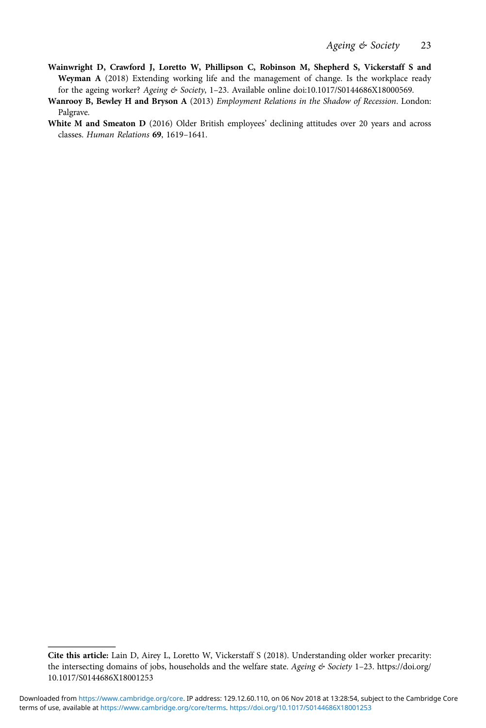**Wainwright D, Crawford J, Loretto W, Phillipson C, Robinson M, Shepherd S, Vickerstaff S and Weyman A** (2018) Extending working life and the management of change. Is the workplace ready for the ageing worker? *Ageing & Society*, 1–23. Available online doi:10.1017/S0144686X18000569.

**Wanrooy B, Bewley H and Bryson A** (2013) *Employment Relations in the Shadow of Recession*. London: Palgrave.

**White M and Smeaton D** (2016) Older British employees' declining attitudes over 20 years and across classes. *Human Relations* **69**, 1619–1641.

---

**Cite this article:** Lain D, Airey L, Loretto W, Vickerstaff S (2018). Understanding older worker precarity: the intersecting domains of jobs, households and the welfare state. *Ageing & Society* 1–23. https://doi.org/10.1017/S0144686X18001253